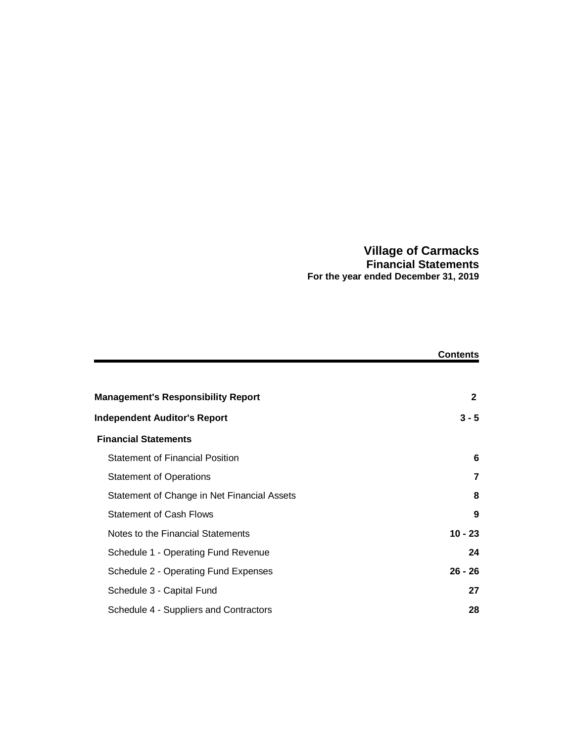# Village of Carmacks
## Financial Statements
### For the year ended December 31, 2019

| | Contents |
|---|---|
| **Management's Responsibility Report** | **2** |
| **Independent Auditor's Report** | **3 - 5** |
| **Financial Statements** | |
| Statement of Financial Position | **6** |
| Statement of Operations | **7** |
| Statement of Change in Net Financial Assets | **8** |
| Statement of Cash Flows | **9** |
| Notes to the Financial Statements | **10 - 23** |
| Schedule 1 - Operating Fund Revenue | **24** |
| Schedule 2 - Operating Fund Expenses | **26 - 26** |
| Schedule 3 - Capital Fund | **27** |
| Schedule 4 - Suppliers and Contractors | **28** |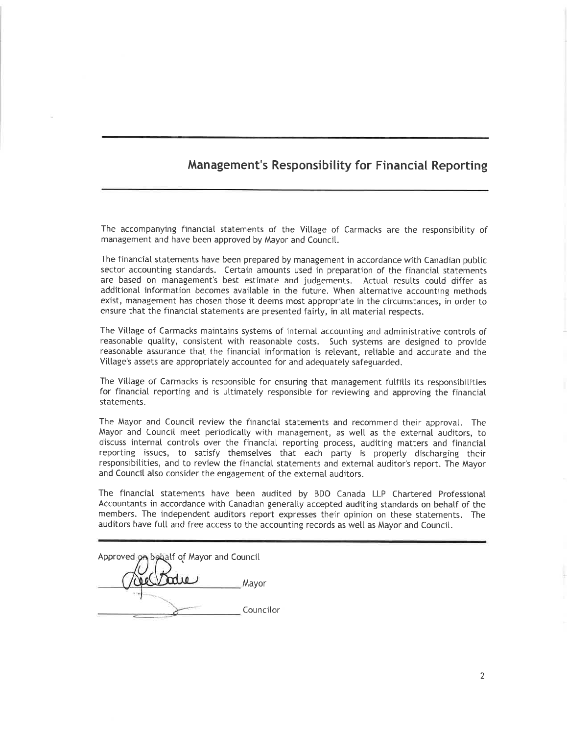## Management's Responsibility for Financial Reporting

The accompanying financial statements of the Village of Carmacks are the responsibility of management and have been approved by Mayor and Council.

The financial statements have been prepared by management in accordance with Canadian public sector accounting standards. Certain amounts used in preparation of the financial statements are based on management's best estimate and judgements. Actual results could differ as additional information becomes available in the future. When alternative accounting methods exist, management has chosen those it deems most appropriate in the circumstances, in order to ensure that the financial statements are presented fairly, in all material respects.

The Village of Carmacks maintains systems of internal accounting and administrative controls of reasonable quality, consistent with reasonable costs. Such systems are designed to provide reasonable assurance that the financial information is relevant, reliable and accurate and the Village's assets are appropriately accounted for and adequately safeguarded.

The Village of Carmacks is responsible for ensuring that management fulfills its responsibilities for financial reporting and is ultimately responsible for reviewing and approving the financial statements.

The Mayor and Council review the financial statements and recommend their approval. The Mayor and Council meet periodically with management, as well as the external auditors, to discuss internal controls over the financial reporting process, auditing matters and financial reporting issues, to satisfy themselves that each party is properly discharging their responsibilities, and to review the financial statements and external auditor's report. The Mayor and Council also consider the engagement of the external auditors.

The financial statements have been audited by BDO Canada LLP Chartered Professional Accountants in accordance with Canadian generally accepted auditing standards on behalf of the members. The independent auditors report expresses their opinion on these statements. The auditors have full and free access to the accounting records as well as Mayor and Council.

Approved on behalf of Mayor and Council

\_\_\_\_\_\_\_\_\_\_\_\_\_\_\_\_\_\_\_\_ Mayor

\_\_\_\_\_\_\_\_\_\_\_\_\_\_\_\_\_\_\_\_ Councilor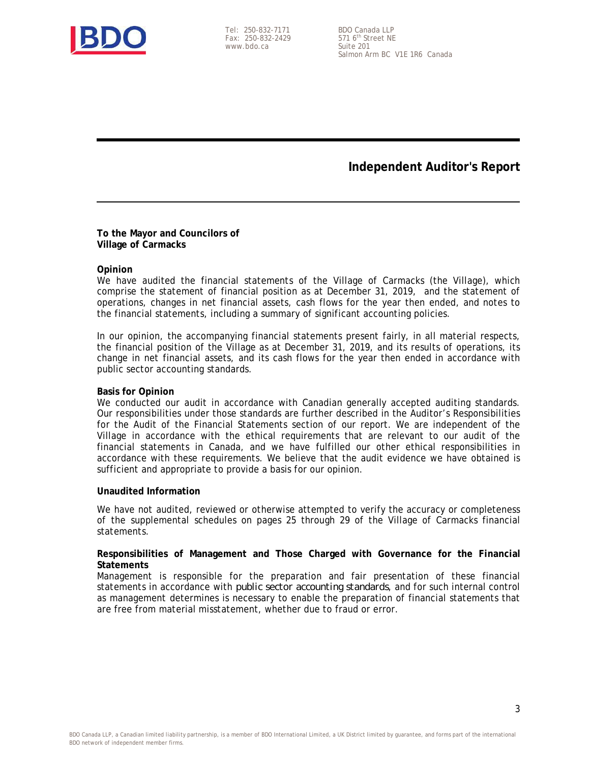Tel: 250-832-7171
Fax: 250-832-2429
www.bdo.ca

BDO Canada LLP
571 6th Street NE
Suite 201
Salmon Arm BC V1E 1R6 Canada

# Independent Auditor's Report

**To the Mayor and Councilors of**
**Village of Carmacks**

**Opinion**

We have audited the financial statements of the Village of Carmacks (the Village), which comprise the statement of financial position as at December 31, 2019, and the statement of operations, changes in net financial assets, cash flows for the year then ended, and notes to the financial statements, including a summary of significant accounting policies.

In our opinion, the accompanying financial statements present fairly, in all material respects, the financial position of the Village as at December 31, 2019, and its results of operations, its change in net financial assets, and its cash flows for the year then ended in accordance with public sector accounting standards.

**Basis for Opinion**

We conducted our audit in accordance with Canadian generally accepted auditing standards. Our responsibilities under those standards are further described in the Auditor's Responsibilities for the Audit of the Financial Statements section of our report. We are independent of the Village in accordance with the ethical requirements that are relevant to our audit of the financial statements in Canada, and we have fulfilled our other ethical responsibilities in accordance with these requirements. We believe that the audit evidence we have obtained is sufficient and appropriate to provide a basis for our opinion.

**Unaudited Information**

We have not audited, reviewed or otherwise attempted to verify the accuracy or completeness of the supplemental schedules on pages 25 through 29 of the Village of Carmacks financial statements.

**Responsibilities of Management and Those Charged with Governance for the Financial Statements**

Management is responsible for the preparation and fair presentation of these financial statements in accordance with public sector accounting standards, and for such internal control as management determines is necessary to enable the preparation of financial statements that are free from material misstatement, whether due to fraud or error.

BDO Canada LLP, a Canadian limited liability partnership, is a member of BDO International Limited, a UK District limited by guarantee, and forms part of the international BDO network of independent member firms.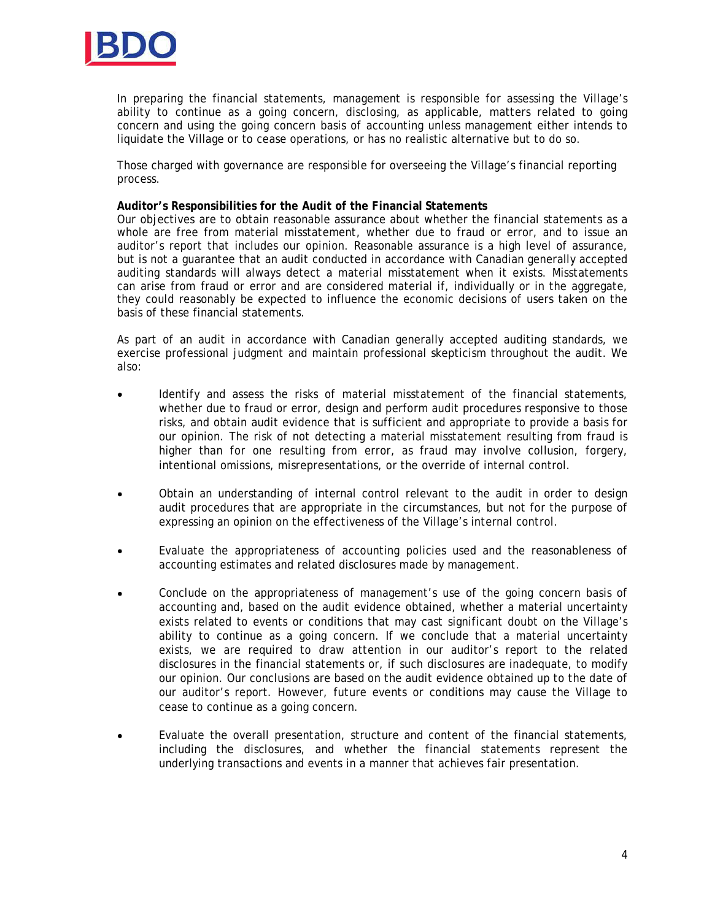In preparing the financial statements, management is responsible for assessing the Village's ability to continue as a going concern, disclosing, as applicable, matters related to going concern and using the going concern basis of accounting unless management either intends to liquidate the Village or to cease operations, or has no realistic alternative but to do so.

Those charged with governance are responsible for overseeing the Village's financial reporting process.

**Auditor's Responsibilities for the Audit of the Financial Statements**

Our objectives are to obtain reasonable assurance about whether the financial statements as a whole are free from material misstatement, whether due to fraud or error, and to issue an auditor's report that includes our opinion. Reasonable assurance is a high level of assurance, but is not a guarantee that an audit conducted in accordance with Canadian generally accepted auditing standards will always detect a material misstatement when it exists. Misstatements can arise from fraud or error and are considered material if, individually or in the aggregate, they could reasonably be expected to influence the economic decisions of users taken on the basis of these financial statements.

As part of an audit in accordance with Canadian generally accepted auditing standards, we exercise professional judgment and maintain professional skepticism throughout the audit. We also:

- Identify and assess the risks of material misstatement of the financial statements, whether due to fraud or error, design and perform audit procedures responsive to those risks, and obtain audit evidence that is sufficient and appropriate to provide a basis for our opinion. The risk of not detecting a material misstatement resulting from fraud is higher than for one resulting from error, as fraud may involve collusion, forgery, intentional omissions, misrepresentations, or the override of internal control.

- Obtain an understanding of internal control relevant to the audit in order to design audit procedures that are appropriate in the circumstances, but not for the purpose of expressing an opinion on the effectiveness of the Village's internal control.

- Evaluate the appropriateness of accounting policies used and the reasonableness of accounting estimates and related disclosures made by management.

- Conclude on the appropriateness of management's use of the going concern basis of accounting and, based on the audit evidence obtained, whether a material uncertainty exists related to events or conditions that may cast significant doubt on the Village's ability to continue as a going concern. If we conclude that a material uncertainty exists, we are required to draw attention in our auditor's report to the related disclosures in the financial statements or, if such disclosures are inadequate, to modify our opinion. Our conclusions are based on the audit evidence obtained up to the date of our auditor's report. However, future events or conditions may cause the Village to cease to continue as a going concern.

- Evaluate the overall presentation, structure and content of the financial statements, including the disclosures, and whether the financial statements represent the underlying transactions and events in a manner that achieves fair presentation.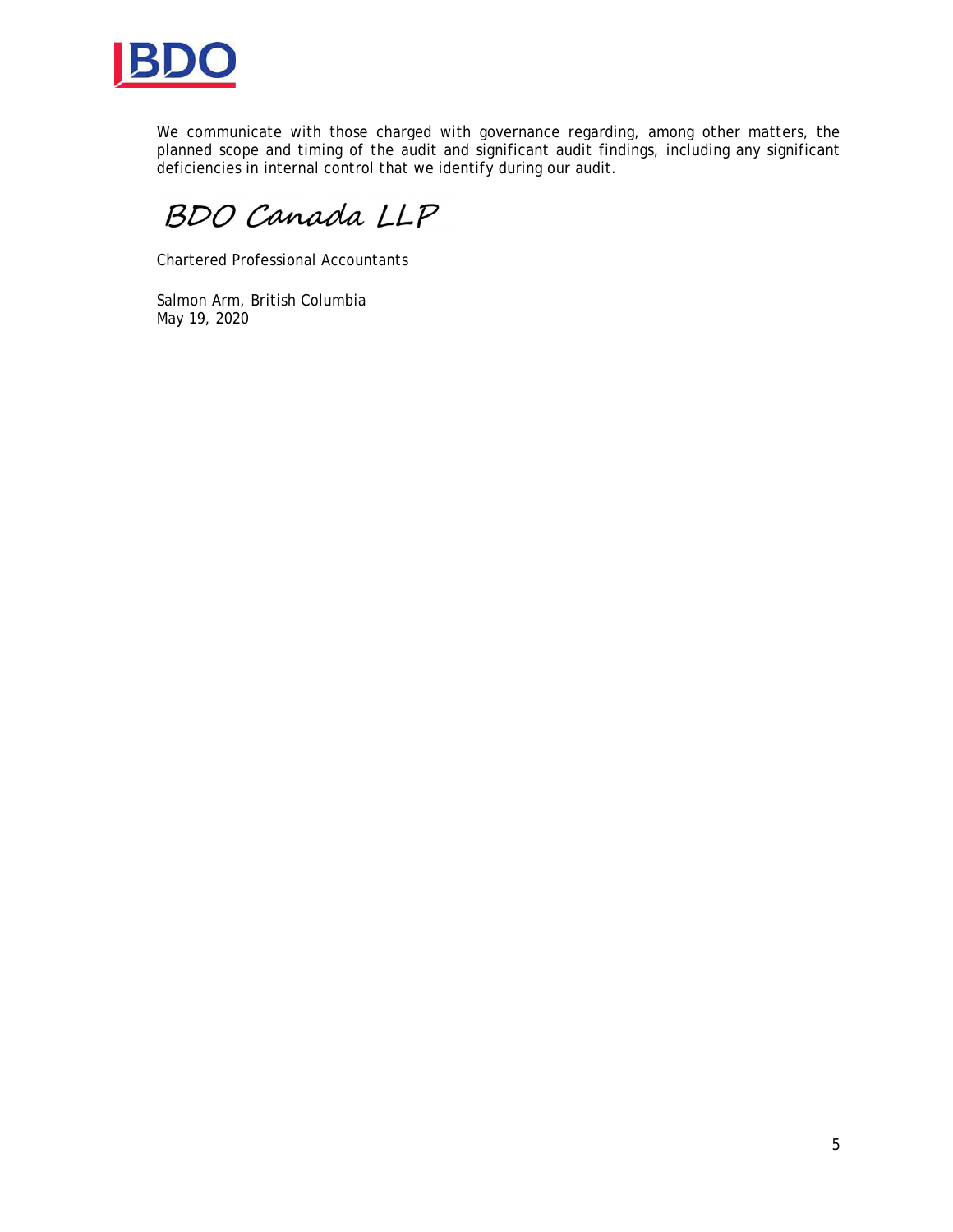We communicate with those charged with governance regarding, among other matters, the planned scope and timing of the audit and significant audit findings, including any significant deficiencies in internal control that we identify during our audit.

*BDO Canada LLP*

Chartered Professional Accountants

Salmon Arm, British Columbia
May 19, 2020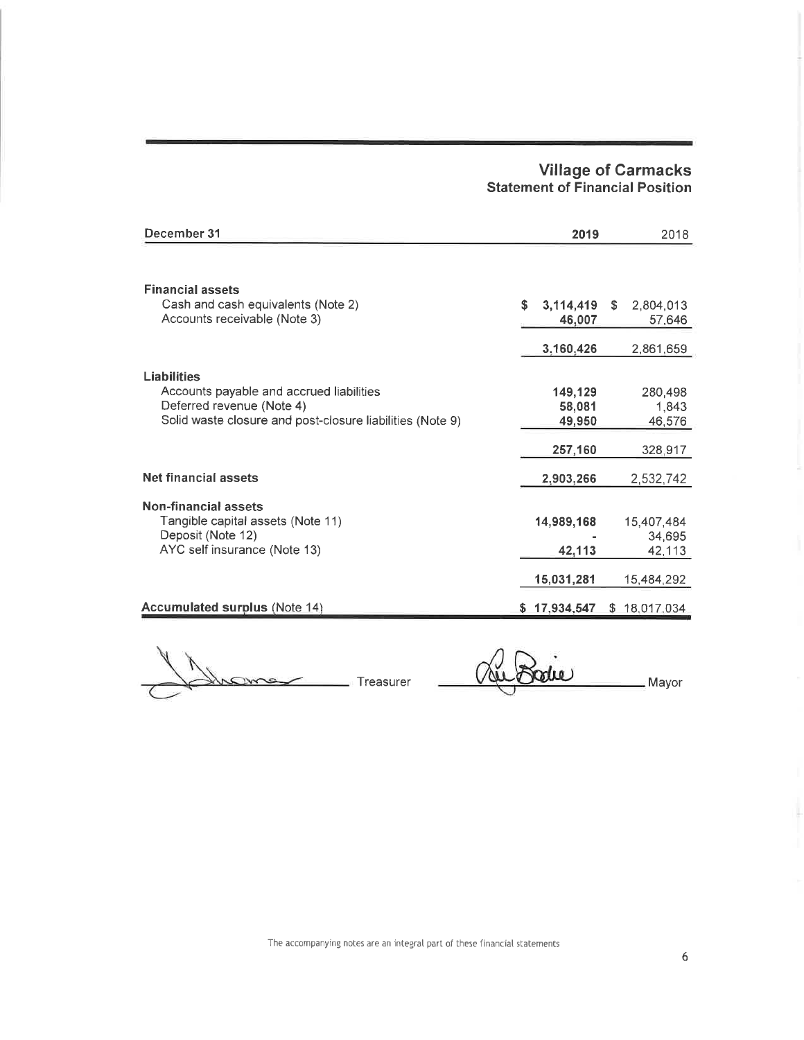# Village of Carmacks

## Statement of Financial Position

| December 31 | 2019 | 2018 |
|---|---|---|
| **Financial assets** | | |
| Cash and cash equivalents (Note 2) | $ 3,114,419 | $ 2,804,013 |
| Accounts receivable (Note 3) | 46,007 | 57,646 |
| | 3,160,426 | 2,861,659 |
| **Liabilities** | | |
| Accounts payable and accrued liabilities | 149,129 | 280,498 |
| Deferred revenue (Note 4) | 58,081 | 1,843 |
| Solid waste closure and post-closure liabilities (Note 9) | 49,950 | 46,576 |
| | 257,160 | 328,917 |
| **Net financial assets** | 2,903,266 | 2,532,742 |
| **Non-financial assets** | | |
| Tangible capital assets (Note 11) | 14,989,168 | 15,407,484 |
| Deposit (Note 12) | - | 34,695 |
| AYC self insurance (Note 13) | 42,113 | 42,113 |
| | 15,031,281 | 15,484,292 |
| **Accumulated surplus** (Note 14) | $ 17,934,547 | $ 18,017,034 |

Treasurer

Mayor

The accompanying notes are an integral part of these financial statements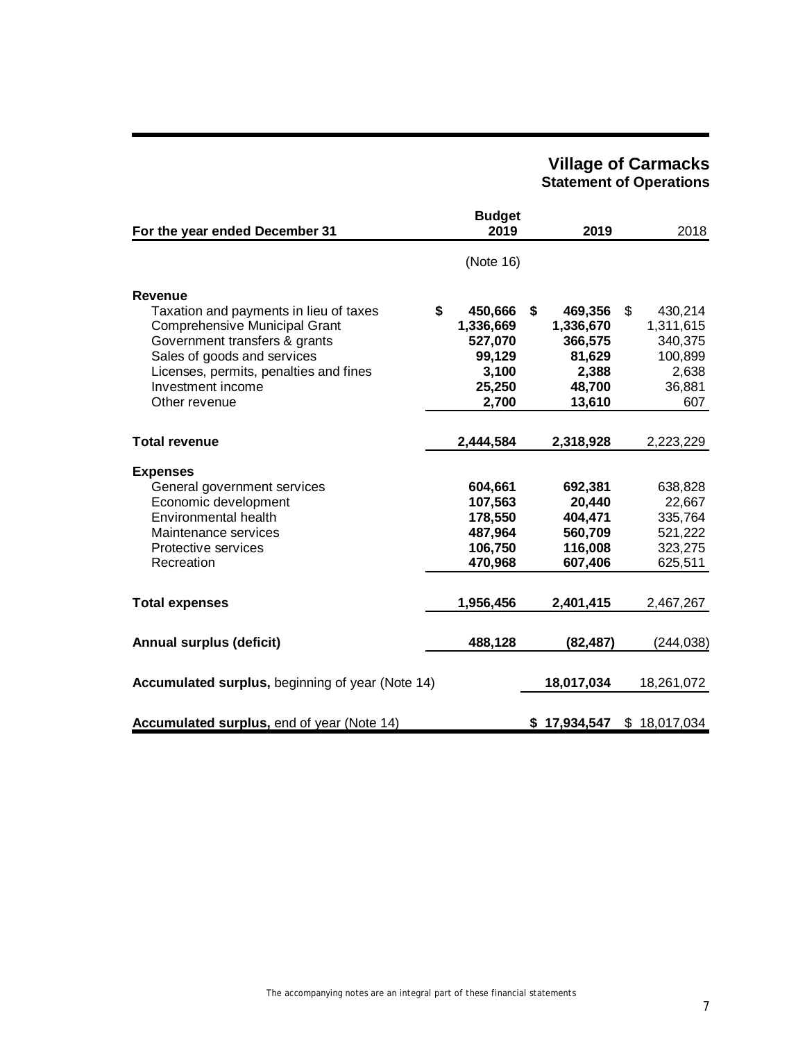# Village of Carmacks
## Statement of Operations

| For the year ended December 31 | Budget 2019 | 2019 | 2018 |
|---|---|---|---|
| | (Note 16) | | |
| **Revenue** | | | |
| Taxation and payments in lieu of taxes | **$ 450,666** | **$ 469,356** | $ 430,214 |
| Comprehensive Municipal Grant | **1,336,669** | **1,336,670** | 1,311,615 |
| Government transfers & grants | **527,070** | **366,575** | 340,375 |
| Sales of goods and services | **99,129** | **81,629** | 100,899 |
| Licenses, permits, penalties and fines | **3,100** | **2,388** | 2,638 |
| Investment income | **25,250** | **48,700** | 36,881 |
| Other revenue | **2,700** | **13,610** | 607 |
| **Total revenue** | **2,444,584** | **2,318,928** | 2,223,229 |
| **Expenses** | | | |
| General government services | **604,661** | **692,381** | 638,828 |
| Economic development | **107,563** | **20,440** | 22,667 |
| Environmental health | **178,550** | **404,471** | 335,764 |
| Maintenance services | **487,964** | **560,709** | 521,222 |
| Protective services | **106,750** | **116,008** | 323,275 |
| Recreation | **470,968** | **607,406** | 625,511 |
| **Total expenses** | **1,956,456** | **2,401,415** | 2,467,267 |
| **Annual surplus (deficit)** | **488,128** | **(82,487)** | (244,038) |
| **Accumulated surplus,** beginning of year (Note 14) | | **18,017,034** | 18,261,072 |
| **Accumulated surplus,** end of year (Note 14) | | **$ 17,934,547** | $ 18,017,034 |

The accompanying notes are an integral part of these financial statements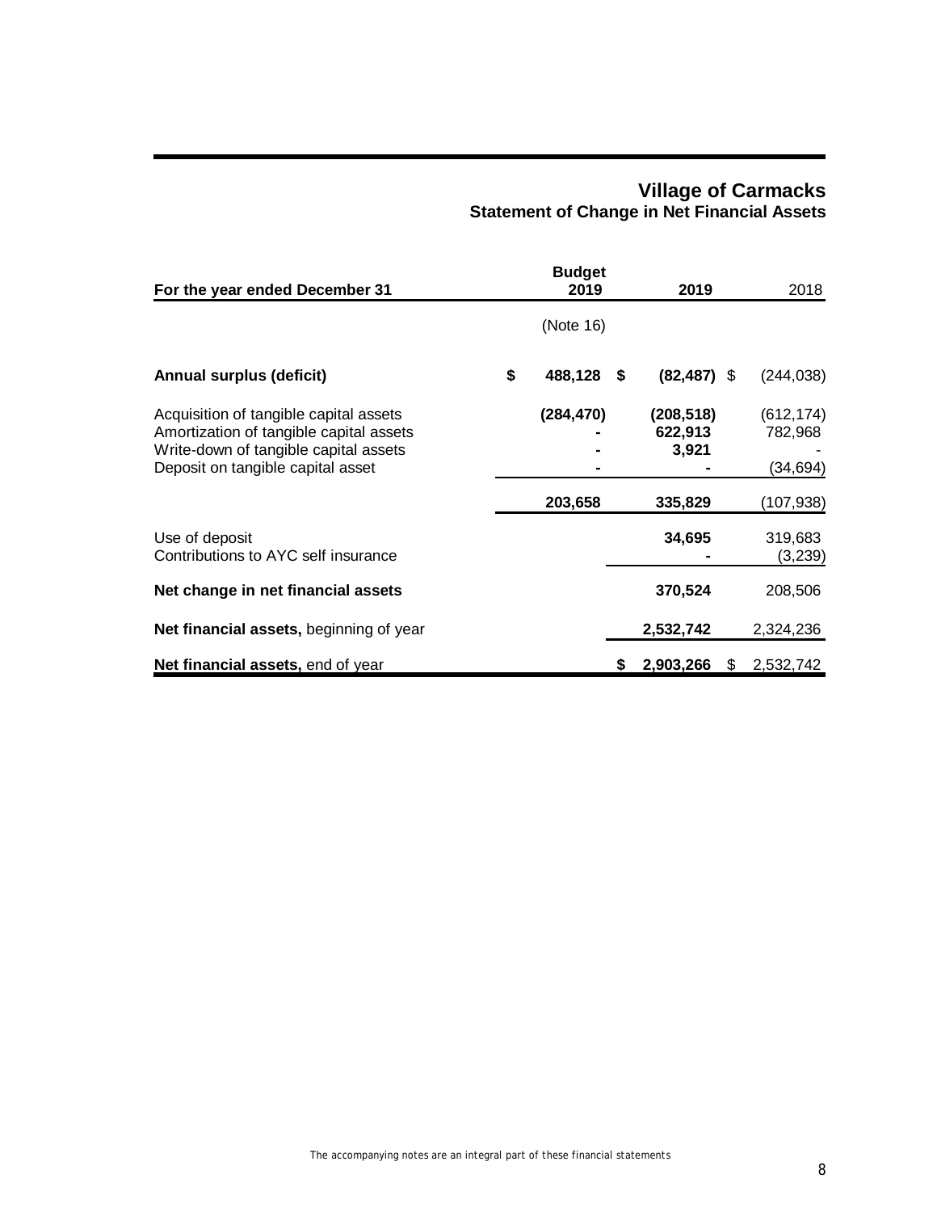# Village of Carmacks

## Statement of Change in Net Financial Assets

| For the year ended December 31 | Budget 2019 | 2019 | 2018 |
|---|---|---|---|
| | (Note 16) | | |
| **Annual surplus (deficit)** | $ 488,128 | $ (82,487) | $ (244,038) |
| Acquisition of tangible capital assets | (284,470) | (208,518) | (612,174) |
| Amortization of tangible capital assets | - | 622,913 | 782,968 |
| Write-down of tangible capital assets | - | 3,921 | - |
| Deposit on tangible capital asset | - | - | (34,694) |
| | 203,658 | 335,829 | (107,938) |
| Use of deposit | | 34,695 | 319,683 |
| Contributions to AYC self insurance | | - | (3,239) |
| **Net change in net financial assets** | | 370,524 | 208,506 |
| **Net financial assets,** beginning of year | | 2,532,742 | 2,324,236 |
| **Net financial assets,** end of year | | $ 2,903,266 | $ 2,532,742 |

The accompanying notes are an integral part of these financial statements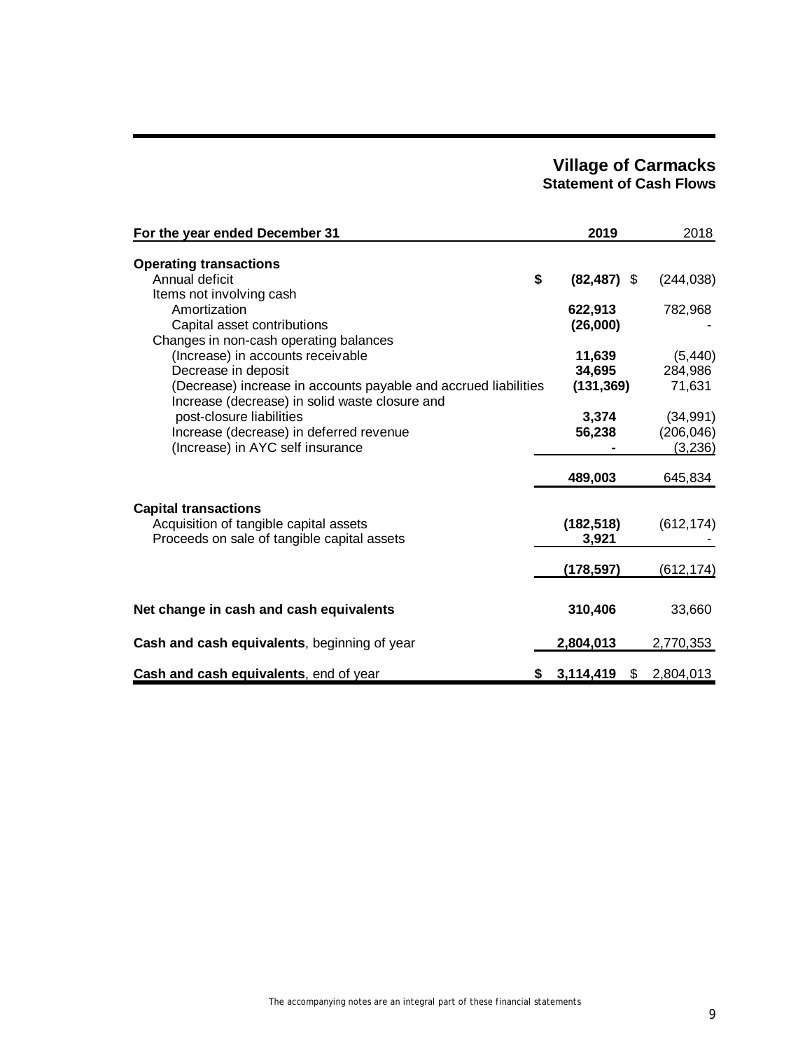# Village of Carmacks
## Statement of Cash Flows

| For the year ended December 31 | 2019 | 2018 |
|---|---|---|
| **Operating transactions** | | |
| Annual deficit | **$ (82,487)** | $ (244,038) |
| Items not involving cash | | |
| Amortization | **622,913** | 782,968 |
| Capital asset contributions | **(26,000)** | - |
| Changes in non-cash operating balances | | |
| (Increase) in accounts receivable | **11,639** | (5,440) |
| Decrease in deposit | **34,695** | 284,986 |
| (Decrease) increase in accounts payable and accrued liabilities | **(131,369)** | 71,631 |
| Increase (decrease) in solid waste closure and post-closure liabilities | **3,374** | (34,991) |
| Increase (decrease) in deferred revenue | **56,238** | (206,046) |
| (Increase) in AYC self insurance | **-** | (3,236) |
| | **489,003** | 645,834 |
| **Capital transactions** | | |
| Acquisition of tangible capital assets | **(182,518)** | (612,174) |
| Proceeds on sale of tangible capital assets | **3,921** | - |
| | **(178,597)** | (612,174) |
| **Net change in cash and cash equivalents** | **310,406** | 33,660 |
| **Cash and cash equivalents**, beginning of year | **2,804,013** | 2,770,353 |
| **Cash and cash equivalents**, end of year | **$ 3,114,419** | $ 2,804,013 |

The accompanying notes are an integral part of these financial statements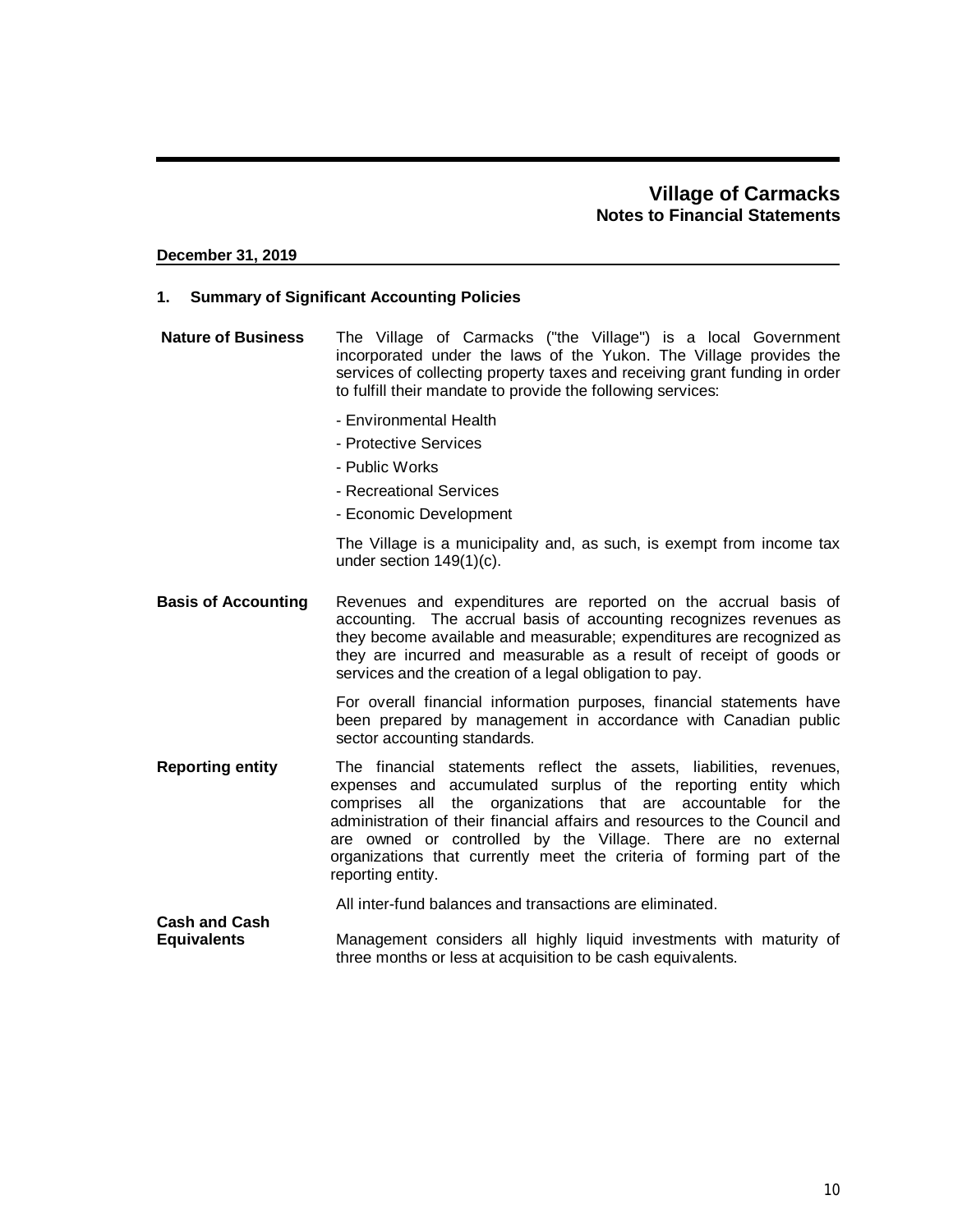# Village of Carmacks
## Notes to Financial Statements

**December 31, 2019**

### 1. Summary of Significant Accounting Policies

**Nature of Business**

The Village of Carmacks ("the Village") is a local Government incorporated under the laws of the Yukon. The Village provides the services of collecting property taxes and receiving grant funding in order to fulfill their mandate to provide the following services:

- Environmental Health
- Protective Services
- Public Works
- Recreational Services
- Economic Development

The Village is a municipality and, as such, is exempt from income tax under section 149(1)(c).

**Basis of Accounting**

Revenues and expenditures are reported on the accrual basis of accounting. The accrual basis of accounting recognizes revenues as they become available and measurable; expenditures are recognized as they are incurred and measurable as a result of receipt of goods or services and the creation of a legal obligation to pay.

For overall financial information purposes, financial statements have been prepared by management in accordance with Canadian public sector accounting standards.

**Reporting entity**

The financial statements reflect the assets, liabilities, revenues, expenses and accumulated surplus of the reporting entity which comprises all the organizations that are accountable for the administration of their financial affairs and resources to the Council and are owned or controlled by the Village. There are no external organizations that currently meet the criteria of forming part of the reporting entity.

All inter-fund balances and transactions are eliminated.

**Cash and Cash Equivalents**

Management considers all highly liquid investments with maturity of three months or less at acquisition to be cash equivalents.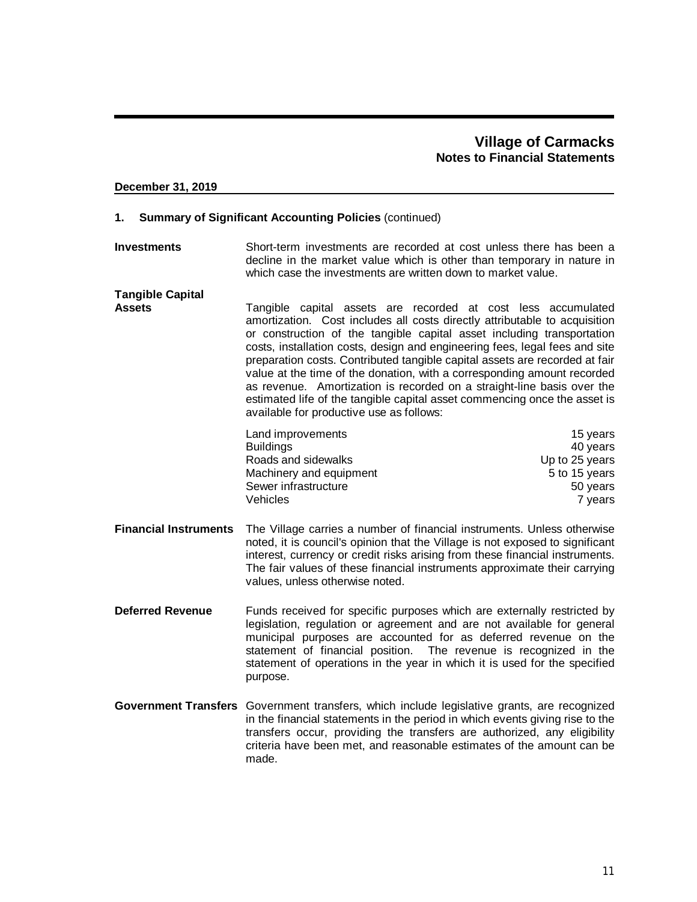**Village of Carmacks**
**Notes to Financial Statements**

**December 31, 2019**

## 1. Summary of Significant Accounting Policies (continued)

**Investments**

Short-term investments are recorded at cost unless there has been a decline in the market value which is other than temporary in nature in which case the investments are written down to market value.

**Tangible Capital Assets**

Tangible capital assets are recorded at cost less accumulated amortization. Cost includes all costs directly attributable to acquisition or construction of the tangible capital asset including transportation costs, installation costs, design and engineering fees, legal fees and site preparation costs. Contributed tangible capital assets are recorded at fair value at the time of the donation, with a corresponding amount recorded as revenue. Amortization is recorded on a straight-line basis over the estimated life of the tangible capital asset commencing once the asset is available for productive use as follows:

| | |
|---|---|
| Land improvements | 15 years |
| Buildings | 40 years |
| Roads and sidewalks | Up to 25 years |
| Machinery and equipment | 5 to 15 years |
| Sewer infrastructure | 50 years |
| Vehicles | 7 years |

**Financial Instruments**

The Village carries a number of financial instruments. Unless otherwise noted, it is council's opinion that the Village is not exposed to significant interest, currency or credit risks arising from these financial instruments. The fair values of these financial instruments approximate their carrying values, unless otherwise noted.

**Deferred Revenue**

Funds received for specific purposes which are externally restricted by legislation, regulation or agreement and are not available for general municipal purposes are accounted for as deferred revenue on the statement of financial position. The revenue is recognized in the statement of operations in the year in which it is used for the specified purpose.

**Government Transfers**

Government transfers, which include legislative grants, are recognized in the financial statements in the period in which events giving rise to the transfers occur, providing the transfers are authorized, any eligibility criteria have been met, and reasonable estimates of the amount can be made.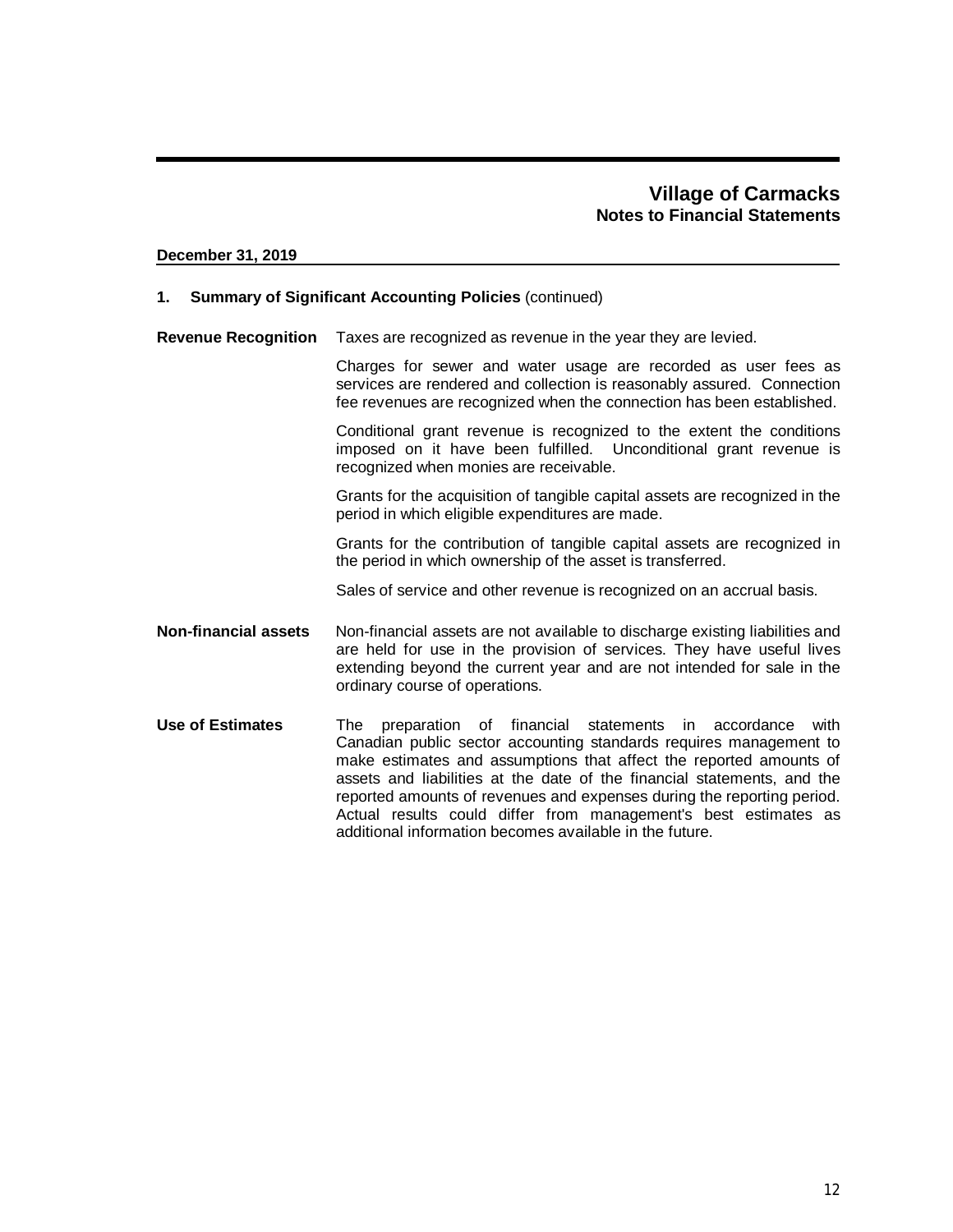**Village of Carmacks**
**Notes to Financial Statements**

**December 31, 2019**

**1. Summary of Significant Accounting Policies** (continued)

**Revenue Recognition**

Taxes are recognized as revenue in the year they are levied.

Charges for sewer and water usage are recorded as user fees as services are rendered and collection is reasonably assured. Connection fee revenues are recognized when the connection has been established.

Conditional grant revenue is recognized to the extent the conditions imposed on it have been fulfilled. Unconditional grant revenue is recognized when monies are receivable.

Grants for the acquisition of tangible capital assets are recognized in the period in which eligible expenditures are made.

Grants for the contribution of tangible capital assets are recognized in the period in which ownership of the asset is transferred.

Sales of service and other revenue is recognized on an accrual basis.

**Non-financial assets**

Non-financial assets are not available to discharge existing liabilities and are held for use in the provision of services. They have useful lives extending beyond the current year and are not intended for sale in the ordinary course of operations.

**Use of Estimates**

The preparation of financial statements in accordance with Canadian public sector accounting standards requires management to make estimates and assumptions that affect the reported amounts of assets and liabilities at the date of the financial statements, and the reported amounts of revenues and expenses during the reporting period. Actual results could differ from management's best estimates as additional information becomes available in the future.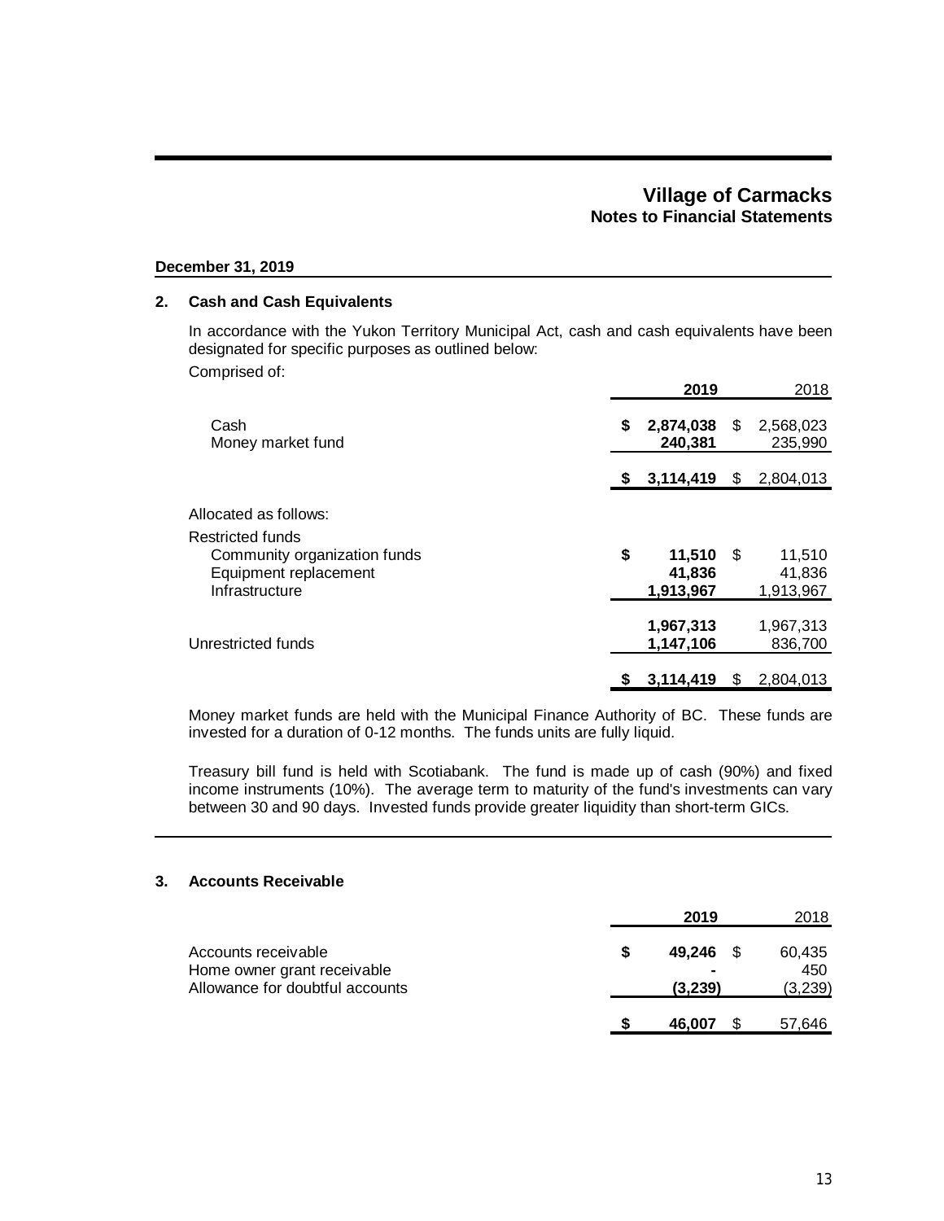# Village of Carmacks
## Notes to Financial Statements

**December 31, 2019**

### 2. Cash and Cash Equivalents

In accordance with the Yukon Territory Municipal Act, cash and cash equivalents have been designated for specific purposes as outlined below:

Comprised of:

| | **2019** | 2018 |
|---|---|---|
| Cash | **$ 2,874,038** | $ 2,568,023 |
| Money market fund | **240,381** | 235,990 |
| | **$ 3,114,419** | $ 2,804,013 |
| Allocated as follows: | | |
| Restricted funds | | |
| Community organization funds | **$ 11,510** | $ 11,510 |
| Equipment replacement | **41,836** | 41,836 |
| Infrastructure | **1,913,967** | 1,913,967 |
| | **1,967,313** | 1,967,313 |
| Unrestricted funds | **1,147,106** | 836,700 |
| | **$ 3,114,419** | $ 2,804,013 |

Money market funds are held with the Municipal Finance Authority of BC. These funds are invested for a duration of 0-12 months. The funds units are fully liquid.

Treasury bill fund is held with Scotiabank. The fund is made up of cash (90%) and fixed income instruments (10%). The average term to maturity of the fund's investments can vary between 30 and 90 days. Invested funds provide greater liquidity than short-term GICs.

### 3. Accounts Receivable

| | **2019** | 2018 |
|---|---|---|
| Accounts receivable | **$ 49,246** | $ 60,435 |
| Home owner grant receivable | **-** | 450 |
| Allowance for doubtful accounts | **(3,239)** | (3,239) |
| | **$ 46,007** | $ 57,646 |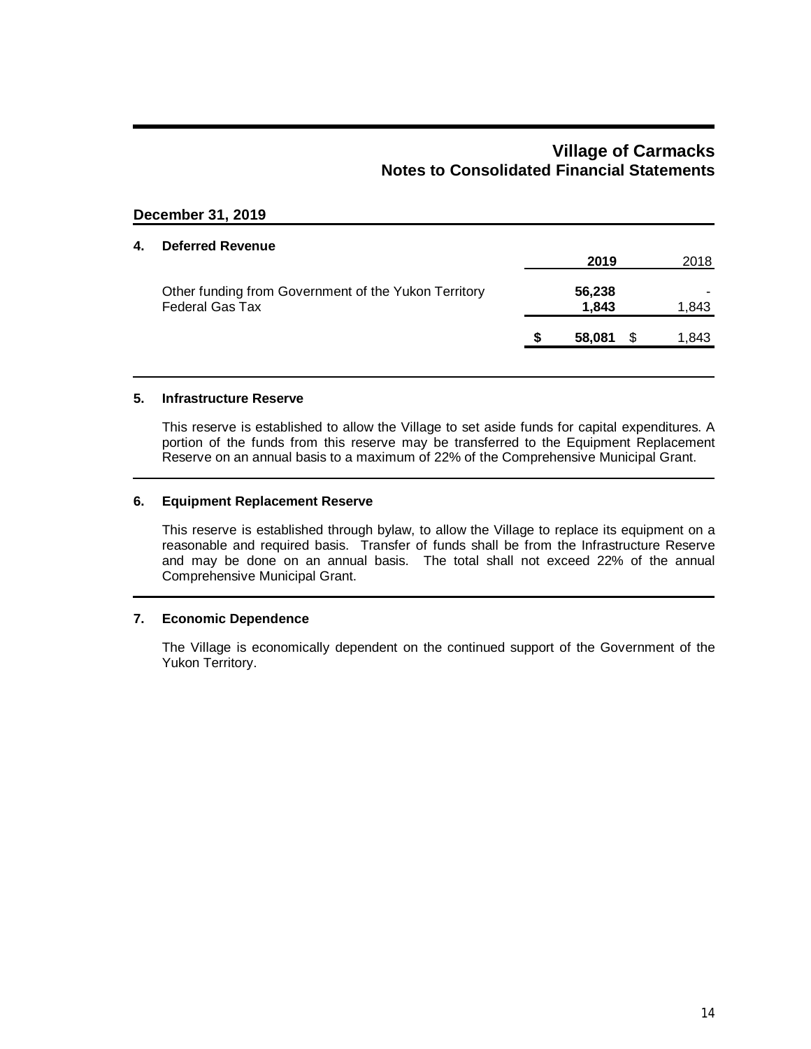# Village of Carmacks
## Notes to Consolidated Financial Statements

**December 31, 2019**

### 4. Deferred Revenue

| | **2019** | 2018 |
|---|---|---|
| Other funding from Government of the Yukon Territory | **56,238** | - |
| Federal Gas Tax | **1,843** | 1,843 |
| | **$ 58,081** | $ 1,843 |

### 5. Infrastructure Reserve

This reserve is established to allow the Village to set aside funds for capital expenditures. A portion of the funds from this reserve may be transferred to the Equipment Replacement Reserve on an annual basis to a maximum of 22% of the Comprehensive Municipal Grant.

### 6. Equipment Replacement Reserve

This reserve is established through bylaw, to allow the Village to replace its equipment on a reasonable and required basis. Transfer of funds shall be from the Infrastructure Reserve and may be done on an annual basis. The total shall not exceed 22% of the annual Comprehensive Municipal Grant.

### 7. Economic Dependence

The Village is economically dependent on the continued support of the Government of the Yukon Territory.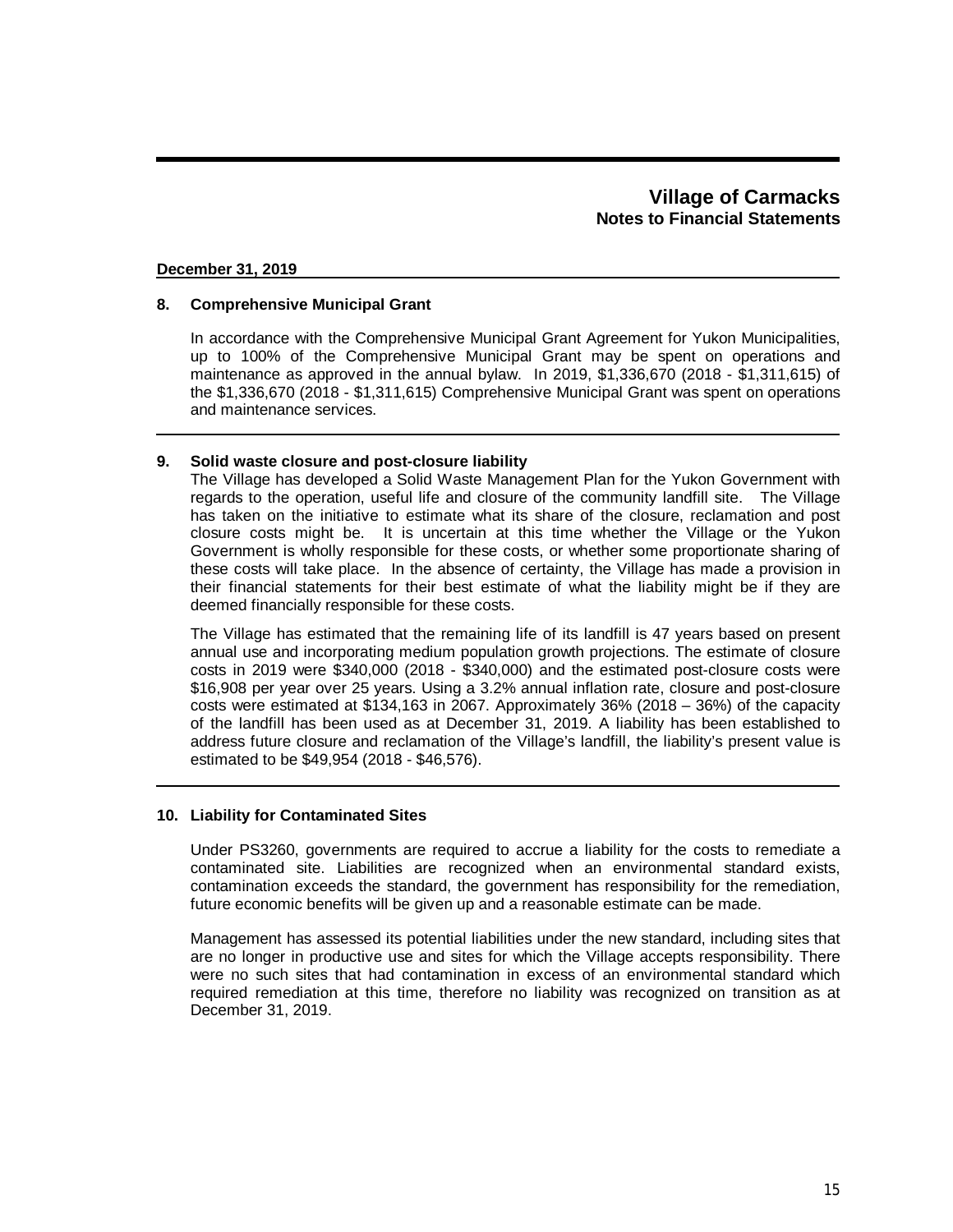# Village of Carmacks
## Notes to Financial Statements

**December 31, 2019**

### 8. Comprehensive Municipal Grant

In accordance with the Comprehensive Municipal Grant Agreement for Yukon Municipalities, up to 100% of the Comprehensive Municipal Grant may be spent on operations and maintenance as approved in the annual bylaw. In 2019, $1,336,670 (2018 - $1,311,615) of the $1,336,670 (2018 - $1,311,615) Comprehensive Municipal Grant was spent on operations and maintenance services.

### 9. Solid waste closure and post-closure liability

The Village has developed a Solid Waste Management Plan for the Yukon Government with regards to the operation, useful life and closure of the community landfill site. The Village has taken on the initiative to estimate what its share of the closure, reclamation and post closure costs might be. It is uncertain at this time whether the Village or the Yukon Government is wholly responsible for these costs, or whether some proportionate sharing of these costs will take place. In the absence of certainty, the Village has made a provision in their financial statements for their best estimate of what the liability might be if they are deemed financially responsible for these costs.

The Village has estimated that the remaining life of its landfill is 47 years based on present annual use and incorporating medium population growth projections. The estimate of closure costs in 2019 were $340,000 (2018 - $340,000) and the estimated post-closure costs were $16,908 per year over 25 years. Using a 3.2% annual inflation rate, closure and post-closure costs were estimated at $134,163 in 2067. Approximately 36% (2018 – 36%) of the capacity of the landfill has been used as at December 31, 2019. A liability has been established to address future closure and reclamation of the Village's landfill, the liability's present value is estimated to be $49,954 (2018 - $46,576).

### 10. Liability for Contaminated Sites

Under PS3260, governments are required to accrue a liability for the costs to remediate a contaminated site. Liabilities are recognized when an environmental standard exists, contamination exceeds the standard, the government has responsibility for the remediation, future economic benefits will be given up and a reasonable estimate can be made.

Management has assessed its potential liabilities under the new standard, including sites that are no longer in productive use and sites for which the Village accepts responsibility. There were no such sites that had contamination in excess of an environmental standard which required remediation at this time, therefore no liability was recognized on transition as at December 31, 2019.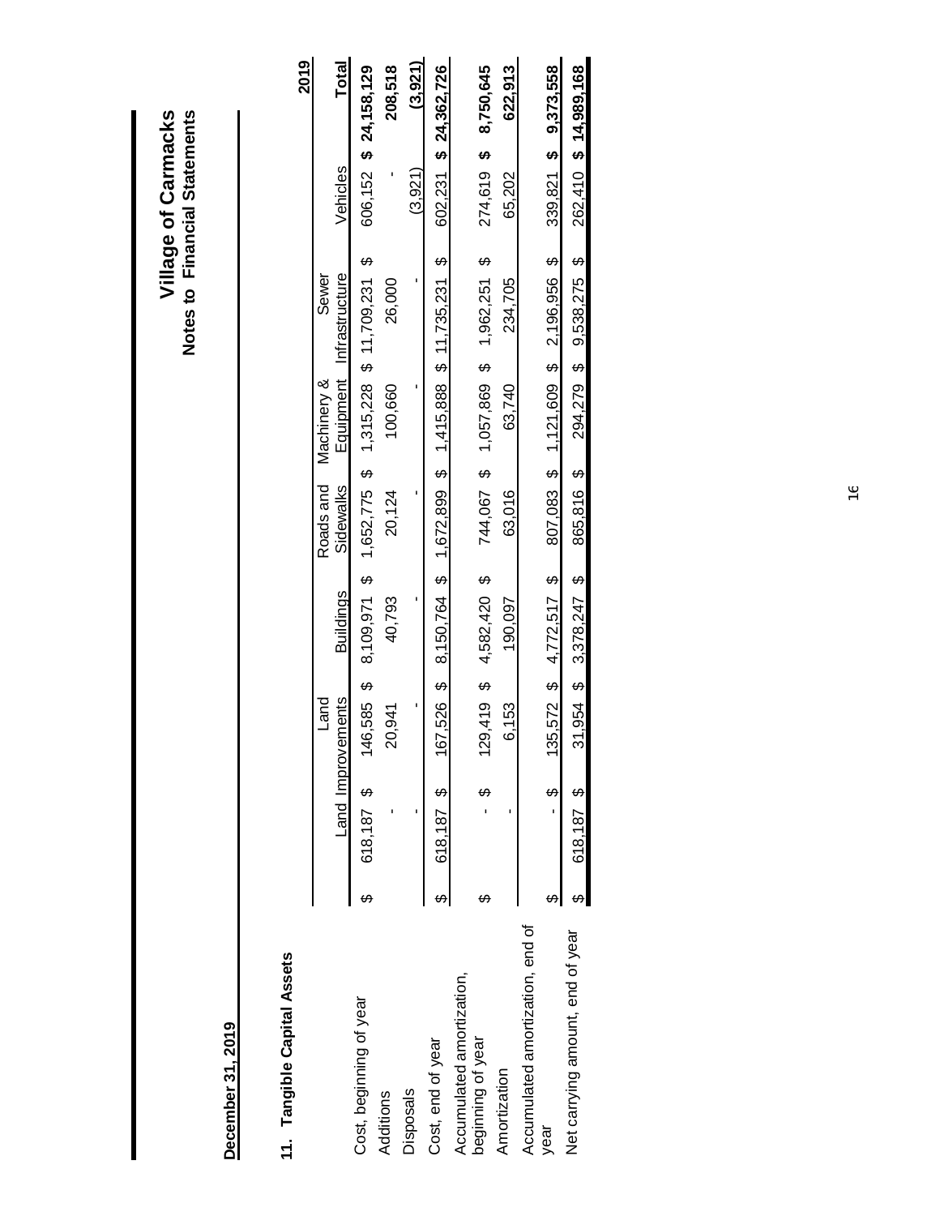# Village of Carmacks
## Notes to Financial Statements

**December 31, 2019**

### 11. Tangible Capital Assets

| | Land | Land Improvements | Buildings | Roads and Sidewalks | Machinery & Equipment | Sewer Infrastructure | Vehicles | 2019 Total |
|---|---|---|---|---|---|---|---|---|
| Cost, beginning of year | $ 618,187 | $ 146,585 | $ 8,109,971 | $ 1,652,775 | $ 1,315,228 | $ 11,709,231 | $ 606,152 | **$ 24,158,129** |
| Additions | - | 20,941 | 40,793 | 20,124 | 100,660 | 26,000 | - | **208,518** |
| Disposals | - | - | - | - | - | - | (3,921) | **(3,921)** |
| Cost, end of year | $ 618,187 | $ 167,526 | $ 8,150,764 | $ 1,672,899 | $ 1,415,888 | $ 11,735,231 | $ 602,231 | **$ 24,362,726** |
| Accumulated amortization, beginning of year | $ - | $ 129,419 | $ 4,582,420 | $ 744,067 | $ 1,057,869 | $ 1,962,251 | $ 274,619 | **$ 8,750,645** |
| Amortization | - | 6,153 | 190,097 | 63,016 | 63,740 | 234,705 | 65,202 | **622,913** |
| Accumulated amortization, end of year | $ - | $ 135,572 | $ 4,772,517 | $ 807,083 | $ 1,121,609 | $ 2,196,956 | $ 339,821 | **$ 9,373,558** |
| Net carrying amount, end of year | $ 618,187 | $ 31,954 | $ 3,378,247 | $ 865,816 | $ 294,279 | $ 9,538,275 | $ 262,410 | **$ 14,989,168** |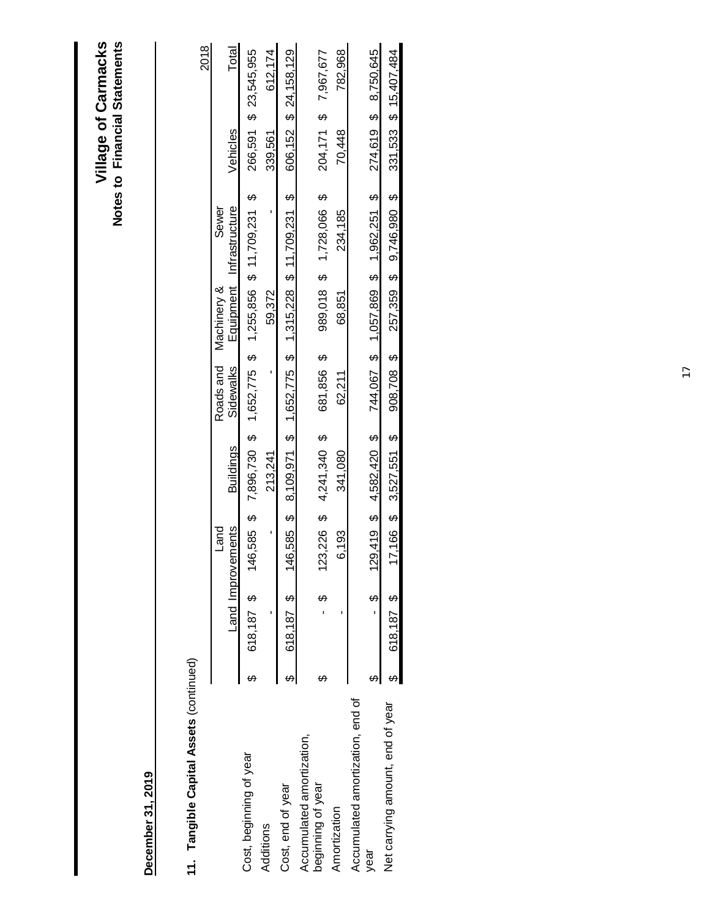**Village of Carmacks**
**Notes to Financial Statements**

**December 31, 2019**

## 11. Tangible Capital Assets (continued)

2018

| | Land | Land Improvements | Buildings | Roads and Sidewalks | Machinery & Equipment | Sewer Infrastructure | Vehicles | Total |
|---|---|---|---|---|---|---|---|---|
| Cost, beginning of year | $ 618,187 | $ 146,585 | $ 7,896,730 | $ 1,652,775 | $ 1,255,856 | $ 11,709,231 | $ 266,591 | $ 23,545,955 |
| Additions | - | - | 213,241 | - | 59,372 | - | 339,561 | 612,174 |
| Cost, end of year | $ 618,187 | $ 146,585 | $ 8,109,971 | $ 1,652,775 | $ 1,315,228 | $ 11,709,231 | $ 606,152 | $ 24,158,129 |
| Accumulated amortization, beginning of year | $ - | $ 123,226 | $ 4,241,340 | $ 681,856 | $ 989,018 | $ 1,728,066 | $ 204,171 | $ 7,967,677 |
| Amortization | - | 6,193 | 341,080 | 62,211 | 68,851 | 234,185 | 70,448 | 782,968 |
| Accumulated amortization, end of year | $ - | $ 129,419 | $ 4,582,420 | $ 744,067 | $ 1,057,869 | $ 1,962,251 | $ 274,619 | $ 8,750,645 |
| Net carrying amount, end of year | $ 618,187 | $ 17,166 | $ 3,527,551 | $ 908,708 | $ 257,359 | $ 9,746,980 | $ 331,533 | $ 15,407,484 |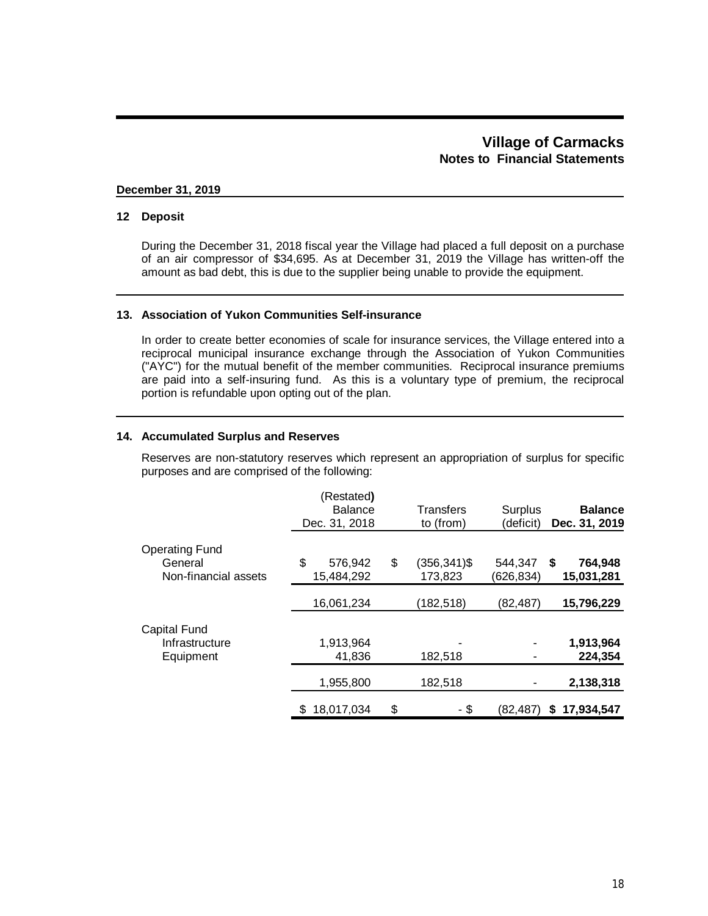# Village of Carmacks
## Notes to Financial Statements

**December 31, 2019**

### 12 Deposit

During the December 31, 2018 fiscal year the Village had placed a full deposit on a purchase of an air compressor of $34,695. As at December 31, 2019 the Village has written-off the amount as bad debt, this is due to the supplier being unable to provide the equipment.

### 13. Association of Yukon Communities Self-insurance

In order to create better economies of scale for insurance services, the Village entered into a reciprocal municipal insurance exchange through the Association of Yukon Communities ("AYC") for the mutual benefit of the member communities. Reciprocal insurance premiums are paid into a self-insuring fund. As this is a voluntary type of premium, the reciprocal portion is refundable upon opting out of the plan.

### 14. Accumulated Surplus and Reserves

Reserves are non-statutory reserves which represent an appropriation of surplus for specific purposes and are comprised of the following:

| | (Restated) Balance Dec. 31, 2018 | Transfers to (from) | Surplus (deficit) | **Balance Dec. 31, 2019** |
|---|---|---|---|---|
| Operating Fund | | | | |
| General | $ 576,942 | $ (356,341) | $ 544,347 | **$ 764,948** |
| Non-financial assets | 15,484,292 | 173,823 | (626,834) | **15,031,281** |
| | 16,061,234 | (182,518) | (82,487) | **15,796,229** |
| Capital Fund | | | | |
| Infrastructure | 1,913,964 | - | - | **1,913,964** |
| Equipment | 41,836 | 182,518 | - | **224,354** |
| | 1,955,800 | 182,518 | - | **2,138,318** |
| | $ 18,017,034 | $ - | $ (82,487) | **$ 17,934,547** |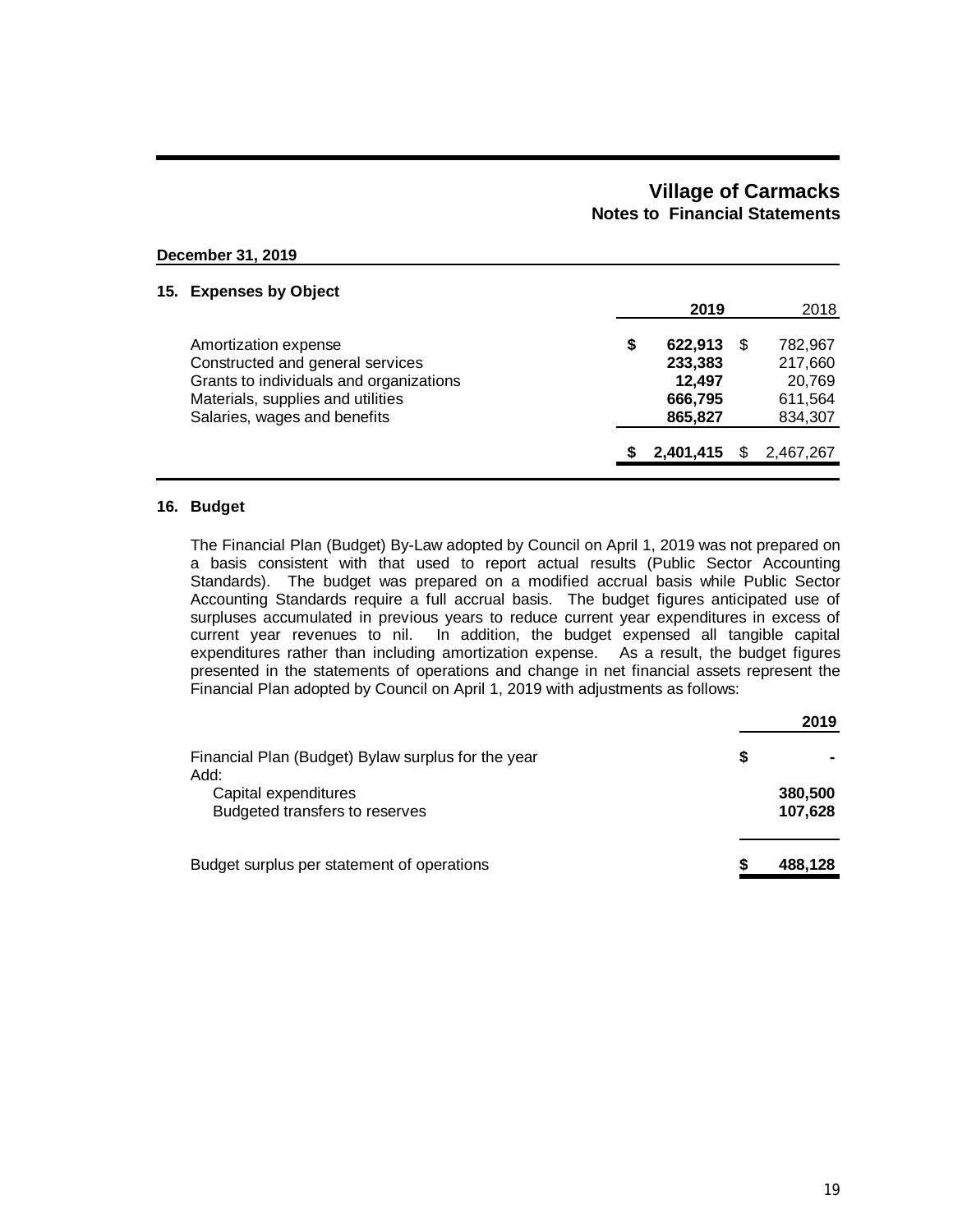**Village of Carmacks**
**Notes to Financial Statements**

**December 31, 2019**

## 15. Expenses by Object

| | 2019 | 2018 |
|---|---|---|
| Amortization expense | $ 622,913 | $ 782,967 |
| Constructed and general services | 233,383 | 217,660 |
| Grants to individuals and organizations | 12,497 | 20,769 |
| Materials, supplies and utilities | 666,795 | 611,564 |
| Salaries, wages and benefits | 865,827 | 834,307 |
| | $ 2,401,415 | $ 2,467,267 |

## 16. Budget

The Financial Plan (Budget) By-Law adopted by Council on April 1, 2019 was not prepared on a basis consistent with that used to report actual results (Public Sector Accounting Standards). The budget was prepared on a modified accrual basis while Public Sector Accounting Standards require a full accrual basis. The budget figures anticipated use of surpluses accumulated in previous years to reduce current year expenditures in excess of current year revenues to nil. In addition, the budget expensed all tangible capital expenditures rather than including amortization expense. As a result, the budget figures presented in the statements of operations and change in net financial assets represent the Financial Plan adopted by Council on April 1, 2019 with adjustments as follows:

| | 2019 |
|---|---|
| Financial Plan (Budget) Bylaw surplus for the year | $ - |
| Add: | |
| Capital expenditures | 380,500 |
| Budgeted transfers to reserves | 107,628 |
| Budget surplus per statement of operations | $ 488,128 |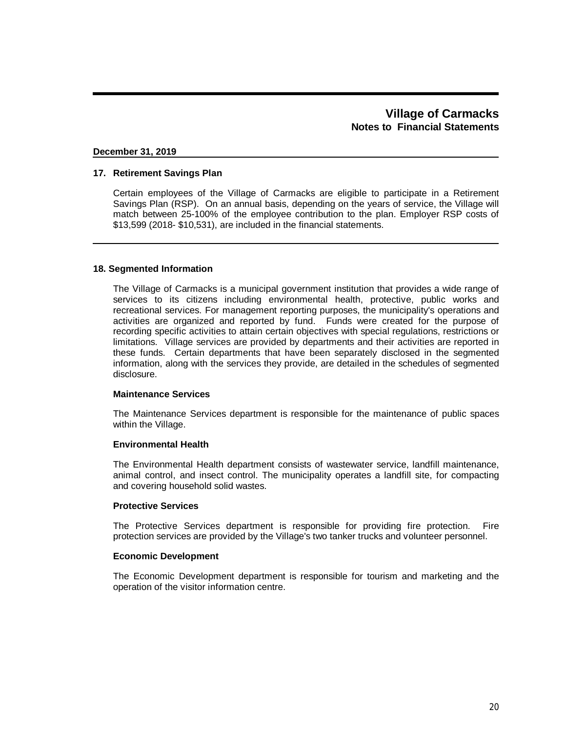## Village of Carmacks
### Notes to Financial Statements

**December 31, 2019**

### 17. Retirement Savings Plan

Certain employees of the Village of Carmacks are eligible to participate in a Retirement Savings Plan (RSP). On an annual basis, depending on the years of service, the Village will match between 25-100% of the employee contribution to the plan. Employer RSP costs of $13,599 (2018- $10,531), are included in the financial statements.

### 18. Segmented Information

The Village of Carmacks is a municipal government institution that provides a wide range of services to its citizens including environmental health, protective, public works and recreational services. For management reporting purposes, the municipality's operations and activities are organized and reported by fund. Funds were created for the purpose of recording specific activities to attain certain objectives with special regulations, restrictions or limitations. Village services are provided by departments and their activities are reported in these funds. Certain departments that have been separately disclosed in the segmented information, along with the services they provide, are detailed in the schedules of segmented disclosure.

**Maintenance Services**

The Maintenance Services department is responsible for the maintenance of public spaces within the Village.

**Environmental Health**

The Environmental Health department consists of wastewater service, landfill maintenance, animal control, and insect control. The municipality operates a landfill site, for compacting and covering household solid wastes.

**Protective Services**

The Protective Services department is responsible for providing fire protection. Fire protection services are provided by the Village's two tanker trucks and volunteer personnel.

**Economic Development**

The Economic Development department is responsible for tourism and marketing and the operation of the visitor information centre.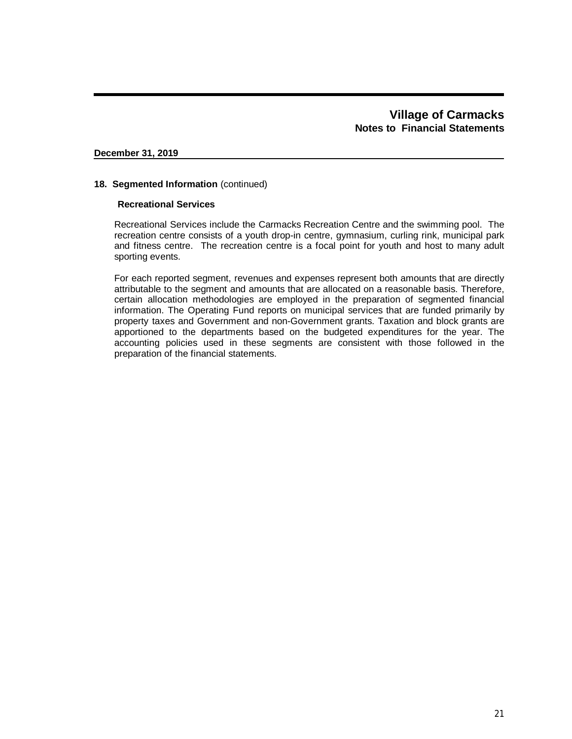**December 31, 2019**

### 18. Segmented Information (continued)

**Recreational Services**

Recreational Services include the Carmacks Recreation Centre and the swimming pool. The recreation centre consists of a youth drop-in centre, gymnasium, curling rink, municipal park and fitness centre. The recreation centre is a focal point for youth and host to many adult sporting events.

For each reported segment, revenues and expenses represent both amounts that are directly attributable to the segment and amounts that are allocated on a reasonable basis. Therefore, certain allocation methodologies are employed in the preparation of segmented financial information. The Operating Fund reports on municipal services that are funded primarily by property taxes and Government and non-Government grants. Taxation and block grants are apportioned to the departments based on the budgeted expenditures for the year. The accounting policies used in these segments are consistent with those followed in the preparation of the financial statements.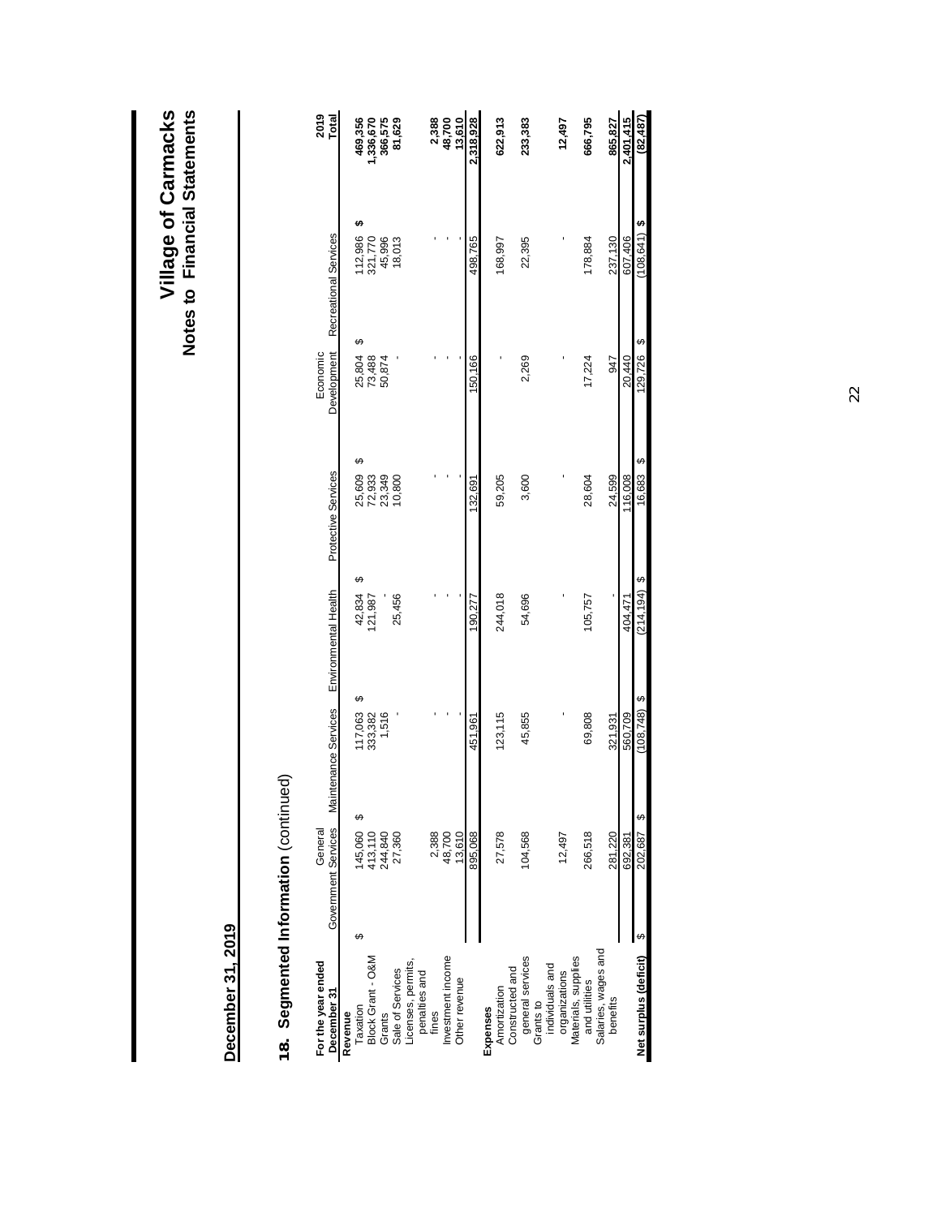# Village of Carmacks
## Notes to Financial Statements

**December 31, 2019**

## 18. Segmented Information (continued)

| For the year ended December 31 | General Government Services | Maintenance Services | Environmental Health | Protective Services | Economic Development | Recreational Services | 2019 Total |
|---|---|---|---|---|---|---|---|
| **Revenue** | | | | | | | |
| Taxation | $ 145,060 | $ 117,063 | $ 42,834 | $ 25,609 | $ 25,804 | $ 112,986 | $ 469,356 |
| Block Grant - O&M | 413,110 | 333,382 | 121,987 | 72,933 | 73,488 | 321,770 | 1,336,670 |
| Grants | 244,840 | 1,516 | - | 23,349 | 50,874 | 45,996 | 366,575 |
| Sale of Services | 27,360 | - | 25,456 | 10,800 | - | 18,013 | 81,629 |
| Licenses, permits, penalties and fines | 2,388 | - | - | - | - | - | 2,388 |
| Investment income | 48,700 | - | - | - | - | - | 48,700 |
| Other revenue | 13,610 | - | - | - | - | - | 13,610 |
| | 895,068 | 451,961 | 190,277 | 132,691 | 150,166 | 498,765 | 2,318,928 |
| **Expenses** | | | | | | | |
| Amortization | 27,578 | 123,115 | 244,018 | 59,205 | - | 168,997 | 622,913 |
| Constructed and general services | 104,568 | 45,855 | 54,696 | 3,600 | 2,269 | 22,395 | 233,383 |
| Grants to individuals and organizations | 12,497 | - | - | - | - | - | 12,497 |
| Materials, supplies and utilities | 266,518 | 69,808 | 105,757 | 28,604 | 17,224 | 178,884 | 666,795 |
| Salaries, wages and benefits | 281,220 | 321,931 | - | 24,599 | 947 | 237,130 | 865,827 |
| | 692,381 | 560,709 | 404,471 | 116,008 | 20,440 | 607,406 | 2,401,415 |
| **Net surplus (deficit)** | $ 202,687 | $ (108,748) | $ (214,194) | $ 16,683 | $ 129,726 | $ (108,641) | $ (82,487) |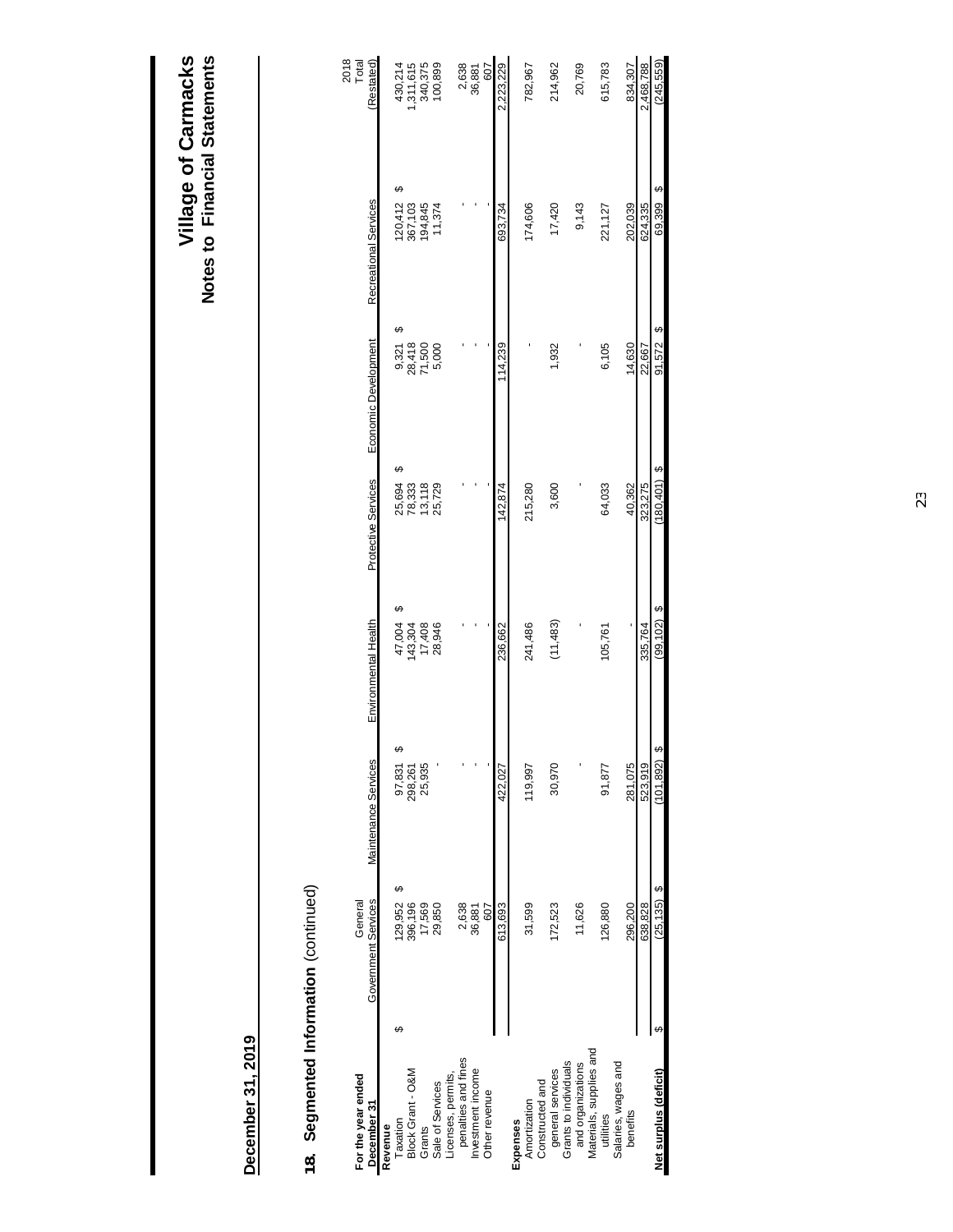# Village of Carmacks

## Notes to Financial Statements

**December 31, 2019**

## 18. Segmented Information (continued)

| For the year ended December 31 | General Government Services | Maintenance Services | Environmental Health | Protective Services | Economic Development | Recreational Services | 2018 Total (Restated) |
|---|---|---|---|---|---|---|---|
| **Revenue** | | | | | | | |
| Taxation | $ 129,952 | $ 97,831 | $ 47,004 | $ 25,694 | $ 9,321 | $ 120,412 | $ 430,214 |
| Block Grant - O&M | 396,196 | 298,261 | 143,304 | 78,333 | 28,418 | 367,103 | 1,311,615 |
| Grants | 17,569 | 25,935 | 17,408 | 13,118 | 71,500 | 194,845 | 340,375 |
| Sale of Services | 29,850 | - | 28,946 | 25,729 | 5,000 | 11,374 | 100,899 |
| Licenses, permits, penalties and fines | 2,638 | - | - | - | - | - | 2,638 |
| Investment income | 36,881 | - | - | - | - | - | 36,881 |
| Other revenue | 607 | - | - | - | - | - | 607 |
| | 613,693 | 422,027 | 236,662 | 142,874 | 114,239 | 693,734 | 2,223,229 |
| **Expenses** | | | | | | | |
| Amortization | 31,599 | 119,997 | 241,486 | 215,280 | - | 174,606 | 782,967 |
| Contracted and general services | 172,523 | 30,970 | (11,483) | 3,600 | 1,932 | 17,420 | 214,962 |
| Grants to individuals and organizations | 11,626 | - | - | - | - | 9,143 | 20,769 |
| Materials, supplies and utilities | 126,880 | 91,877 | 105,761 | 64,033 | 6,105 | 221,127 | 615,783 |
| Salaries, wages and benefits | 296,200 | 281,075 | - | 40,362 | 14,630 | 202,039 | 834,307 |
| | 638,828 | 523,919 | 335,764 | 323,275 | 22,667 | 624,335 | 2,468,788 |
| **Net surplus (deficit)** | $ (25,135) | $ (101,892) | $ (99,102) | $ (180,401) | $ 91,572 | $ 69,399 | $ (245,559) |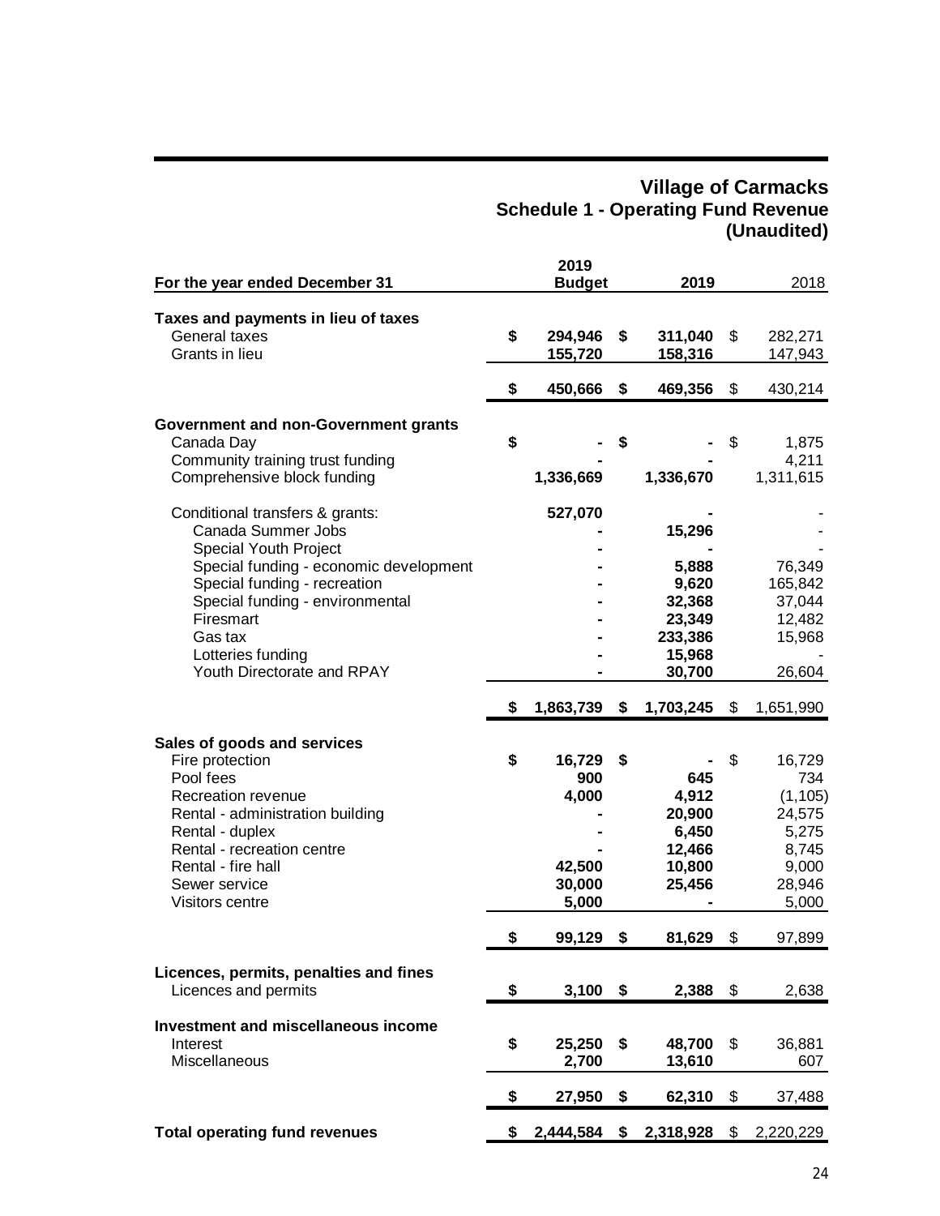# Village of Carmacks
## Schedule 1 - Operating Fund Revenue
## (Unaudited)

| For the year ended December 31 | 2019 Budget | 2019 | 2018 |
|---|---|---|---|
| **Taxes and payments in lieu of taxes** | | | |
| General taxes | $ 294,946 | $ 311,040 | $ 282,271 |
| Grants in lieu | 155,720 | 158,316 | 147,943 |
| | $ 450,666 | $ 469,356 | $ 430,214 |
| **Government and non-Government grants** | | | |
| Canada Day | $ - | $ - | $ 1,875 |
| Community training trust funding | - | - | 4,211 |
| Comprehensive block funding | 1,336,669 | 1,336,670 | 1,311,615 |
| Conditional transfers & grants: | 527,070 | - | - |
| Canada Summer Jobs | - | 15,296 | - |
| Special Youth Project | - | - | - |
| Special funding - economic development | - | 5,888 | 76,349 |
| Special funding - recreation | - | 9,620 | 165,842 |
| Special funding - environmental | - | 32,368 | 37,044 |
| Firesmart | - | 23,349 | 12,482 |
| Gas tax | - | 233,386 | 15,968 |
| Lotteries funding | - | 15,968 | - |
| Youth Directorate and RPAY | - | 30,700 | 26,604 |
| | $ 1,863,739 | $ 1,703,245 | $ 1,651,990 |
| **Sales of goods and services** | | | |
| Fire protection | $ 16,729 | $ - | $ 16,729 |
| Pool fees | 900 | 645 | 734 |
| Recreation revenue | 4,000 | 4,912 | (1,105) |
| Rental - administration building | - | 20,900 | 24,575 |
| Rental - duplex | - | 6,450 | 5,275 |
| Rental - recreation centre | - | 12,466 | 8,745 |
| Rental - fire hall | 42,500 | 10,800 | 9,000 |
| Sewer service | 30,000 | 25,456 | 28,946 |
| Visitors centre | 5,000 | - | 5,000 |
| | $ 99,129 | $ 81,629 | $ 97,899 |
| **Licences, permits, penalties and fines** | | | |
| Licences and permits | $ 3,100 | $ 2,388 | $ 2,638 |
| **Investment and miscellaneous income** | | | |
| Interest | $ 25,250 | $ 48,700 | $ 36,881 |
| Miscellaneous | 2,700 | 13,610 | 607 |
| | $ 27,950 | $ 62,310 | $ 37,488 |
| **Total operating fund revenues** | $ 2,444,584 | $ 2,318,928 | $ 2,220,229 |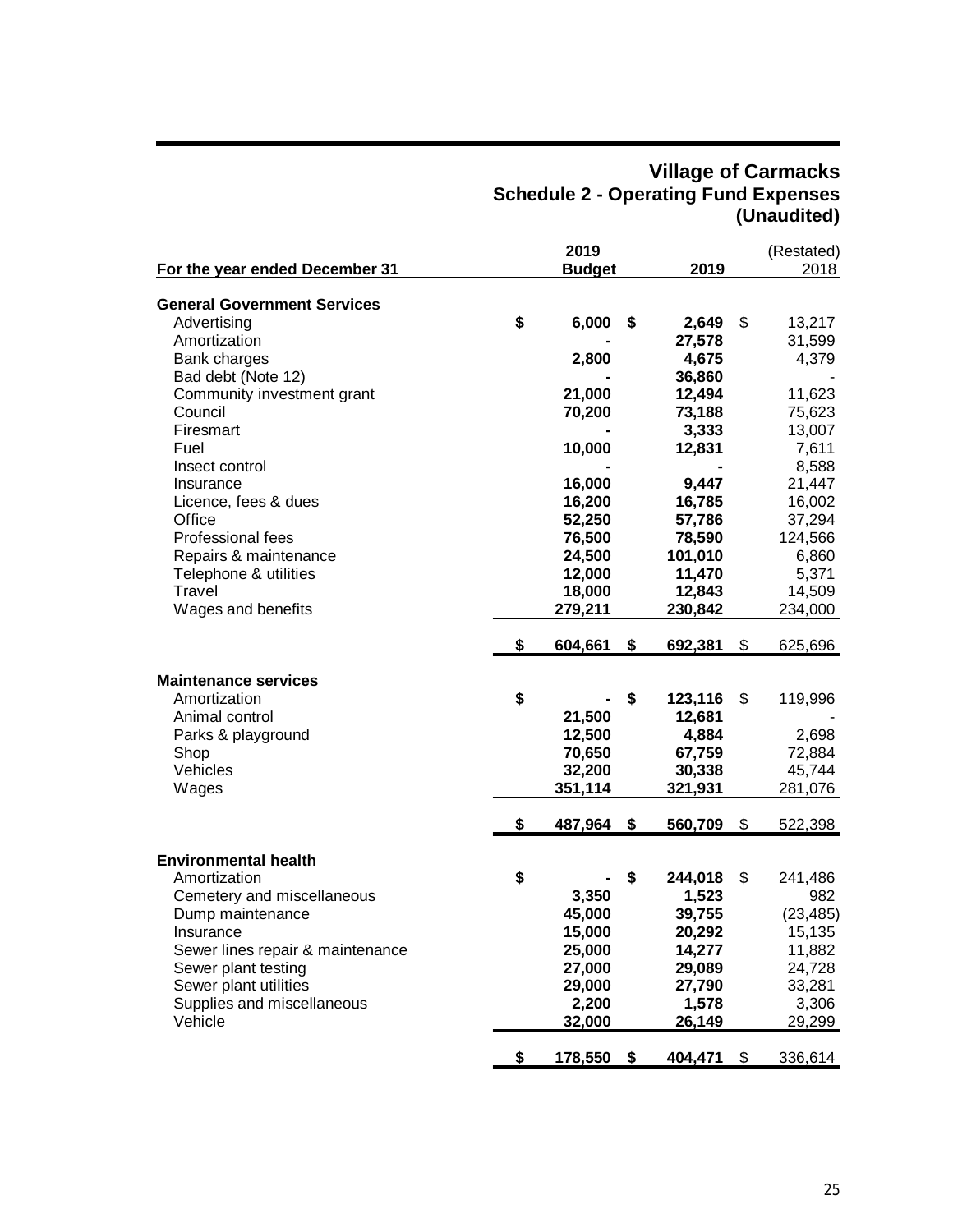# Village of Carmacks
## Schedule 2 - Operating Fund Expenses
### (Unaudited)

| For the year ended December 31 | 2019 Budget | 2019 | (Restated) 2018 |
|---|---|---|---|
| **General Government Services** | | | |
| Advertising | $ 6,000 | $ 2,649 | $ 13,217 |
| Amortization | - | 27,578 | 31,599 |
| Bank charges | 2,800 | 4,675 | 4,379 |
| Bad debt (Note 12) | - | 36,860 | - |
| Community investment grant | 21,000 | 12,494 | 11,623 |
| Council | 70,200 | 73,188 | 75,623 |
| Firesmart | - | 3,333 | 13,007 |
| Fuel | 10,000 | 12,831 | 7,611 |
| Insect control | - | - | 8,588 |
| Insurance | 16,000 | 9,447 | 21,447 |
| Licence, fees & dues | 16,200 | 16,785 | 16,002 |
| Office | 52,250 | 57,786 | 37,294 |
| Professional fees | 76,500 | 78,590 | 124,566 |
| Repairs & maintenance | 24,500 | 101,010 | 6,860 |
| Telephone & utilities | 12,000 | 11,470 | 5,371 |
| Travel | 18,000 | 12,843 | 14,509 |
| Wages and benefits | 279,211 | 230,842 | 234,000 |
| | $ 604,661 | $ 692,381 | $ 625,696 |
| **Maintenance services** | | | |
| Amortization | $ - | $ 123,116 | $ 119,996 |
| Animal control | 21,500 | 12,681 | - |
| Parks & playground | 12,500 | 4,884 | 2,698 |
| Shop | 70,650 | 67,759 | 72,884 |
| Vehicles | 32,200 | 30,338 | 45,744 |
| Wages | 351,114 | 321,931 | 281,076 |
| | $ 487,964 | $ 560,709 | $ 522,398 |
| **Environmental health** | | | |
| Amortization | $ - | $ 244,018 | $ 241,486 |
| Cemetery and miscellaneous | 3,350 | 1,523 | 982 |
| Dump maintenance | 45,000 | 39,755 | (23,485) |
| Insurance | 15,000 | 20,292 | 15,135 |
| Sewer lines repair & maintenance | 25,000 | 14,277 | 11,882 |
| Sewer plant testing | 27,000 | 29,089 | 24,728 |
| Sewer plant utilities | 29,000 | 27,790 | 33,281 |
| Supplies and miscellaneous | 2,200 | 1,578 | 3,306 |
| Vehicle | 32,000 | 26,149 | 29,299 |
| | $ 178,550 | $ 404,471 | $ 336,614 |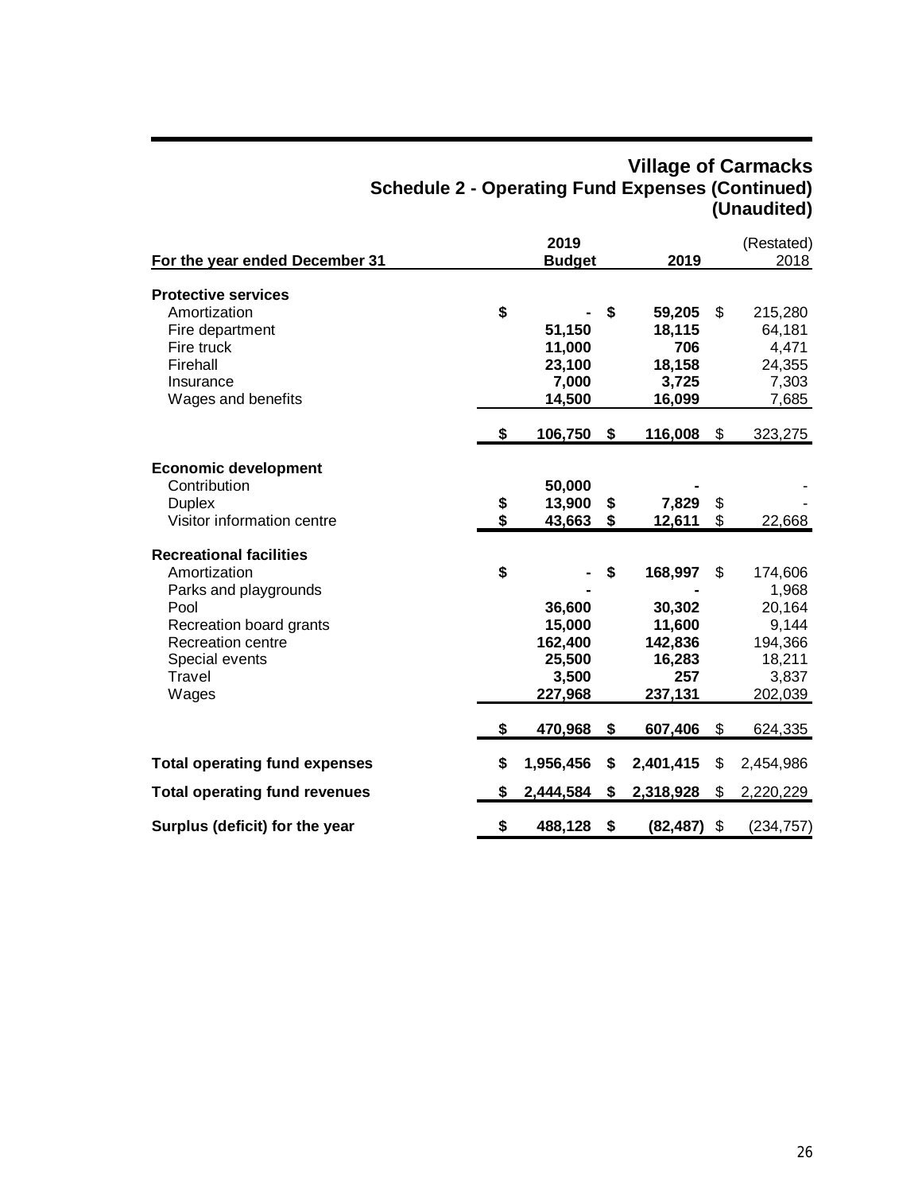# Village of Carmacks
## Schedule 2 - Operating Fund Expenses (Continued)
## (Unaudited)

| For the year ended December 31 | 2019 Budget | 2019 | (Restated) 2018 |
|---|---|---|---|
| **Protective services** | | | |
| Amortization | $ - | $ 59,205 | $ 215,280 |
| Fire department | 51,150 | 18,115 | 64,181 |
| Fire truck | 11,000 | 706 | 4,471 |
| Firehall | 23,100 | 18,158 | 24,355 |
| Insurance | 7,000 | 3,725 | 7,303 |
| Wages and benefits | 14,500 | 16,099 | 7,685 |
| | $ 106,750 | $ 116,008 | $ 323,275 |
| **Economic development** | | | |
| Contribution | 50,000 | - | - |
| Duplex | $ 13,900 | $ 7,829 | $ - |
| Visitor information centre | $ 43,663 | $ 12,611 | $ 22,668 |
| **Recreational facilities** | | | |
| Amortization | $ - | $ 168,997 | $ 174,606 |
| Parks and playgrounds | - | - | 1,968 |
| Pool | 36,600 | 30,302 | 20,164 |
| Recreation board grants | 15,000 | 11,600 | 9,144 |
| Recreation centre | 162,400 | 142,836 | 194,366 |
| Special events | 25,500 | 16,283 | 18,211 |
| Travel | 3,500 | 257 | 3,837 |
| Wages | 227,968 | 237,131 | 202,039 |
| | $ 470,968 | $ 607,406 | $ 624,335 |
| **Total operating fund expenses** | $ 1,956,456 | $ 2,401,415 | $ 2,454,986 |
| **Total operating fund revenues** | $ 2,444,584 | $ 2,318,928 | $ 2,220,229 |
| **Surplus (deficit) for the year** | $ 488,128 | $ (82,487) | $ (234,757) |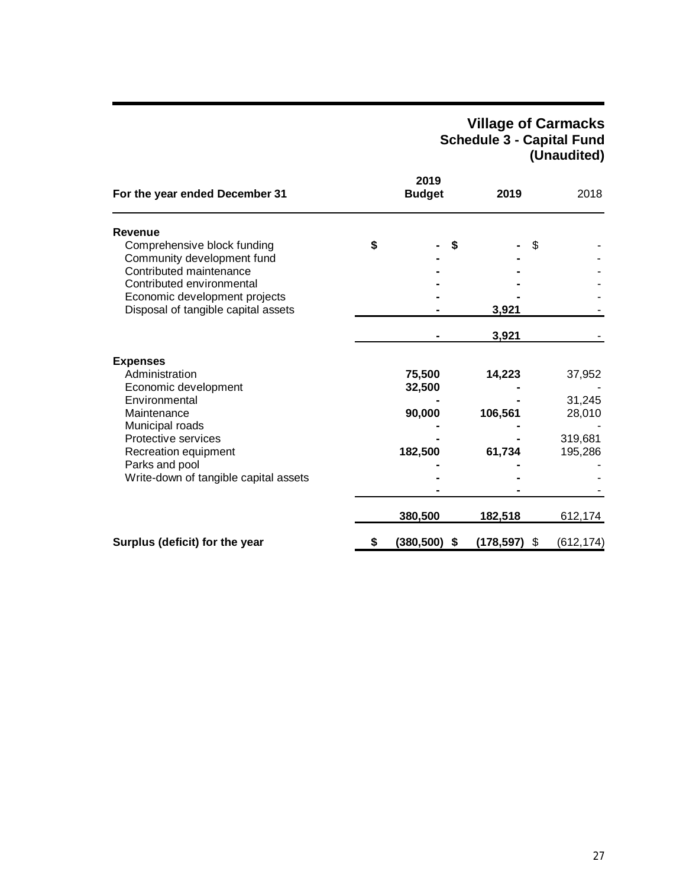# Village of Carmacks
## Schedule 3 - Capital Fund
## (Unaudited)

| For the year ended December 31 | 2019 Budget | 2019 | 2018 |
|---|---|---|---|
| **Revenue** | | | |
| Comprehensive block funding | $ - | $ - | $ - |
| Community development fund | - | - | - |
| Contributed maintenance | - | - | - |
| Contributed environmental | - | - | - |
| Economic development projects | - | - | - |
| Disposal of tangible capital assets | - | 3,921 | - |
| | - | 3,921 | - |
| **Expenses** | | | |
| Administration | 75,500 | 14,223 | 37,952 |
| Economic development | 32,500 | - | - |
| Environmental | - | - | 31,245 |
| Maintenance | 90,000 | 106,561 | 28,010 |
| Municipal roads | - | - | - |
| Protective services | - | - | 319,681 |
| Recreation equipment | 182,500 | 61,734 | 195,286 |
| Parks and pool | - | - | - |
| Write-down of tangible capital assets | - | - | - |
| | - | - | - |
| | 380,500 | 182,518 | 612,174 |
| **Surplus (deficit) for the year** | $ (380,500) | $ (178,597) | $ (612,174) |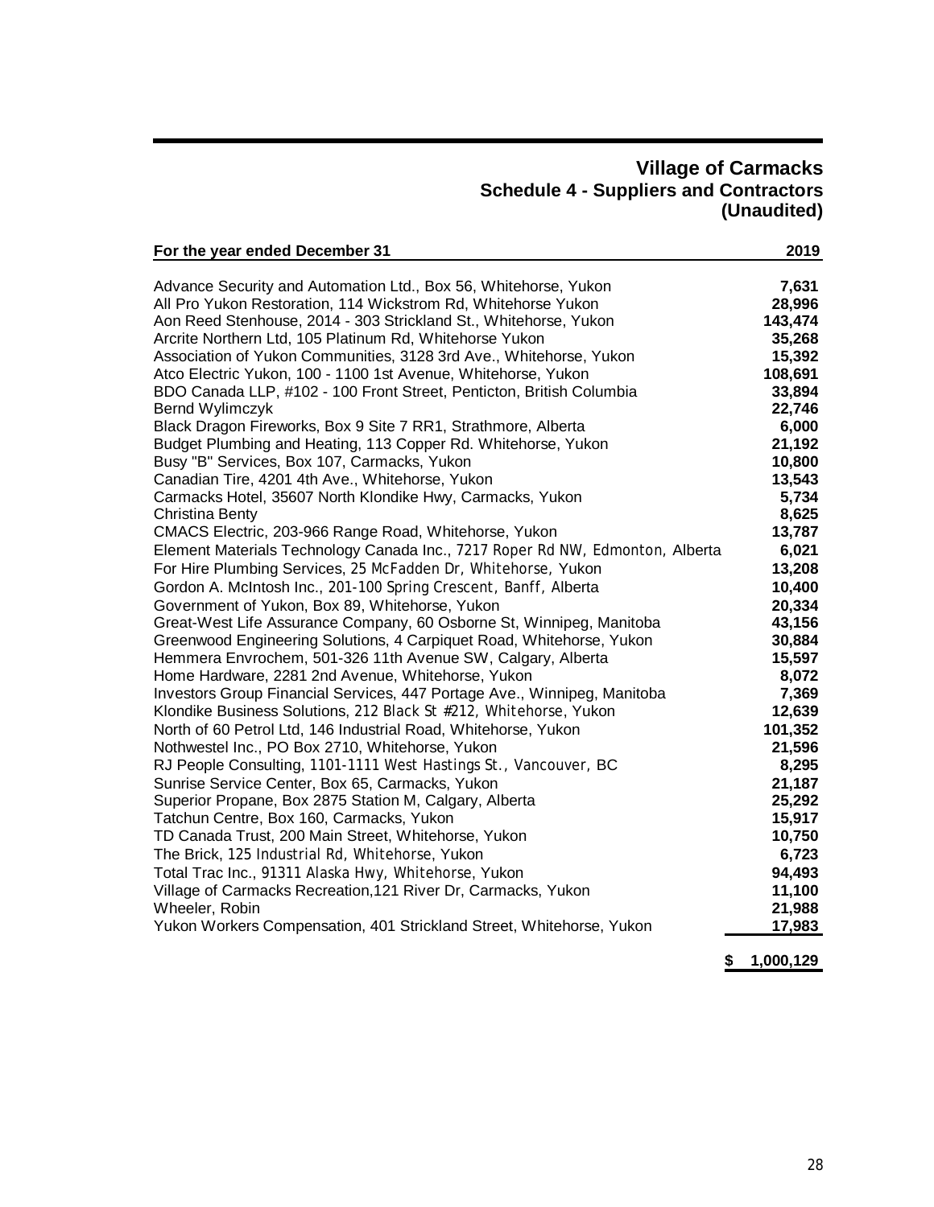# Village of Carmacks
## Schedule 4 - Suppliers and Contractors
## (Unaudited)

| For the year ended December 31 | 2019 |
|---|---|
| Advance Security and Automation Ltd., Box 56, Whitehorse, Yukon | 7,631 |
| All Pro Yukon Restoration, 114 Wickstrom Rd, Whitehorse Yukon | 28,996 |
| Aon Reed Stenhouse, 2014 - 303 Strickland St., Whitehorse, Yukon | 143,474 |
| Arcrite Northern Ltd, 105 Platinum Rd, Whitehorse Yukon | 35,268 |
| Association of Yukon Communities, 3128 3rd Ave., Whitehorse, Yukon | 15,392 |
| Atco Electric Yukon, 100 - 1100 1st Avenue, Whitehorse, Yukon | 108,691 |
| BDO Canada LLP, #102 - 100 Front Street, Penticton, British Columbia | 33,894 |
| Bernd Wylimczyk | 22,746 |
| Black Dragon Fireworks, Box 9 Site 7 RR1, Strathmore, Alberta | 6,000 |
| Budget Plumbing and Heating, 113 Copper Rd. Whitehorse, Yukon | 21,192 |
| Busy "B" Services, Box 107, Carmacks, Yukon | 10,800 |
| Canadian Tire, 4201 4th Ave., Whitehorse, Yukon | 13,543 |
| Carmacks Hotel, 35607 North Klondike Hwy, Carmacks, Yukon | 5,734 |
| Christina Benty | 8,625 |
| CMACS Electric, 203-966 Range Road, Whitehorse, Yukon | 13,787 |
| Element Materials Technology Canada Inc., 7217 Roper Rd NW, Edmonton, Alberta | 6,021 |
| For Hire Plumbing Services, 25 McFadden Dr, Whitehorse, Yukon | 13,208 |
| Gordon A. McIntosh Inc., 201-100 Spring Crescent, Banff, Alberta | 10,400 |
| Government of Yukon, Box 89, Whitehorse, Yukon | 20,334 |
| Great-West Life Assurance Company, 60 Osborne St, Winnipeg, Manitoba | 43,156 |
| Greenwood Engineering Solutions, 4 Carpiquet Road, Whitehorse, Yukon | 30,884 |
| Hemmera Envrochem, 501-326 11th Avenue SW, Calgary, Alberta | 15,597 |
| Home Hardware, 2281 2nd Avenue, Whitehorse, Yukon | 8,072 |
| Investors Group Financial Services, 447 Portage Ave., Winnipeg, Manitoba | 7,369 |
| Klondike Business Solutions, 212 Black St #212, Whitehorse, Yukon | 12,639 |
| North of 60 Petrol Ltd, 146 Industrial Road, Whitehorse, Yukon | 101,352 |
| Nothwestel Inc., PO Box 2710, Whitehorse, Yukon | 21,596 |
| RJ People Consulting, 1101-1111 West Hastings St., Vancouver, BC | 8,295 |
| Sunrise Service Center, Box 65, Carmacks, Yukon | 21,187 |
| Superior Propane, Box 2875 Station M, Calgary, Alberta | 25,292 |
| Tatchun Centre, Box 160, Carmacks, Yukon | 15,917 |
| TD Canada Trust, 200 Main Street, Whitehorse, Yukon | 10,750 |
| The Brick, 125 Industrial Rd, Whitehorse, Yukon | 6,723 |
| Total Trac Inc., 91311 Alaska Hwy, Whitehorse, Yukon | 94,493 |
| Village of Carmacks Recreation,121 River Dr, Carmacks, Yukon | 11,100 |
| Wheeler, Robin | 21,988 |
| Yukon Workers Compensation, 401 Strickland Street, Whitehorse, Yukon | 17,983 |
| | $ 1,000,129 |